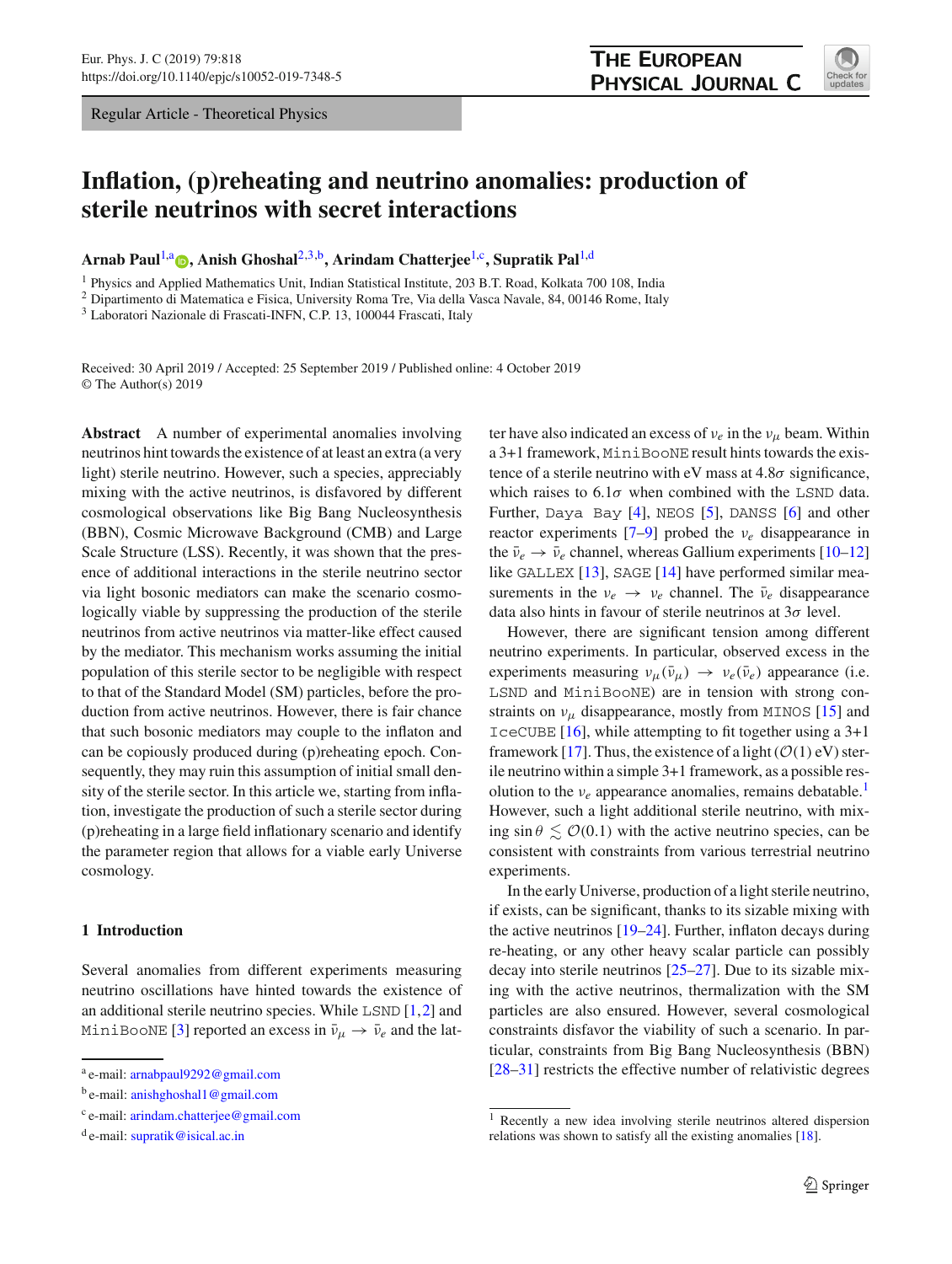Regular Article - Theoretical Physics

# Inflation, (p)reheating and neutrino anomalies: production of sterile neutrinos with secret interactions

**Arnab Paul**[1,a], **Anish Ghoshal**[2,3,b], **Arindam Chatterjee**[1,c], **Supratik Pal**[1,d]

[1] Physics and Applied Mathematics Unit, Indian Statistical Institute, 203 B.T. Road, Kolkata 700 108, India
[2] Dipartimento di Matematica e Fisica, University Roma Tre, Via della Vasca Navale, 84, 00146 Rome, Italy
[3] Laboratori Nazionale di Frascati-INFN, C.P. 13, 100044 Frascati, Italy

Received: 30 April 2019 / Accepted: 25 September 2019 / Published online: 4 October 2019
© The Author(s) 2019

**Abstract** A number of experimental anomalies involving neutrinos hint towards the existence of at least an extra (a very light) sterile neutrino. However, such a species, appreciably mixing with the active neutrinos, is disfavored by different cosmological observations like Big Bang Nucleosynthesis (BBN), Cosmic Microwave Background (CMB) and Large Scale Structure (LSS). Recently, it was shown that the presence of additional interactions in the sterile neutrino sector via light bosonic mediators can make the scenario cosmologically viable by suppressing the production of the sterile neutrinos from active neutrinos via matter-like effect caused by the mediator. This mechanism works assuming the initial population of this sterile sector to be negligible with respect to that of the Standard Model (SM) particles, before the production from active neutrinos. However, there is fair chance that such bosonic mediators may couple to the inflaton and can be copiously produced during (p)reheating epoch. Consequently, they may ruin this assumption of initial small density of the sterile sector. In this article we, starting from inflation, investigate the production of such a sterile sector during (p)reheating in a large field inflationary scenario and identify the parameter region that allows for a viable early Universe cosmology.

## 1 Introduction

Several anomalies from different experiments measuring neutrino oscillations have hinted towards the existence of an additional sterile neutrino species. While LSND [1,2] and MiniBooNE [3] reported an excess in $\bar{\nu}_\mu \to \bar{\nu}_e$ and the latter have also indicated an excess of $\nu_e$ in the $\nu_\mu$ beam. Within a 3+1 framework, MiniBooNE result hints towards the existence of a sterile neutrino with eV mass at $4.8\sigma$ significance, which raises to $6.1\sigma$ when combined with the LSND data. Further, Daya Bay [4], NEOS [5], DANSS [6] and other reactor experiments [7–9] probed the $\nu_e$ disappearance in the $\bar{\nu}_e \to \bar{\nu}_e$ channel, whereas Gallium experiments [10–12] like GALLEX [13], SAGE [14] have performed similar measurements in the $\nu_e \to \nu_e$ channel. The $\bar{\nu}_e$ disappearance data also hints in favour of sterile neutrinos at $3\sigma$ level.

However, there are significant tension among different neutrino experiments. In particular, observed excess in the experiments measuring $\nu_\mu(\bar{\nu}_\mu) \to \nu_e(\bar{\nu}_e)$ appearance (i.e. LSND and MiniBooNE) are in tension with strong constraints on $\nu_\mu$ disappearance, mostly from MINOS [15] and IceCUBE [16], while attempting to fit together using a 3+1 framework [17]. Thus, the existence of a light ($\mathcal{O}(1)$ eV) sterile neutrino within a simple 3+1 framework, as a possible resolution to the $\nu_e$ appearance anomalies, remains debatable.[1] However, such a light additional sterile neutrino, with mixing $\sin\theta \lesssim \mathcal{O}(0.1)$ with the active neutrino species, can be consistent with constraints from various terrestrial neutrino experiments.

In the early Universe, production of a light sterile neutrino, if exists, can be significant, thanks to its sizable mixing with the active neutrinos [19–24]. Further, inflaton decays during re-heating, or any other heavy scalar particle can possibly decay into sterile neutrinos [25–27]. Due to its sizable mixing with the active neutrinos, thermalization with the SM particles are also ensured. However, several cosmological constraints disfavor the viability of such a scenario. In particular, constraints from Big Bang Nucleosynthesis (BBN) [28–31] restricts the effective number of relativistic degrees

[a] e-mail: arnabpaul9292@gmail.com
[b] e-mail: anishghoshal1@gmail.com
[c] e-mail: arindam.chatterjee@gmail.com
[d] e-mail: supratik@isical.ac.in

[1] Recently a new idea involving sterile neutrinos altered dispersion relations was shown to satisfy all the existing anomalies [18].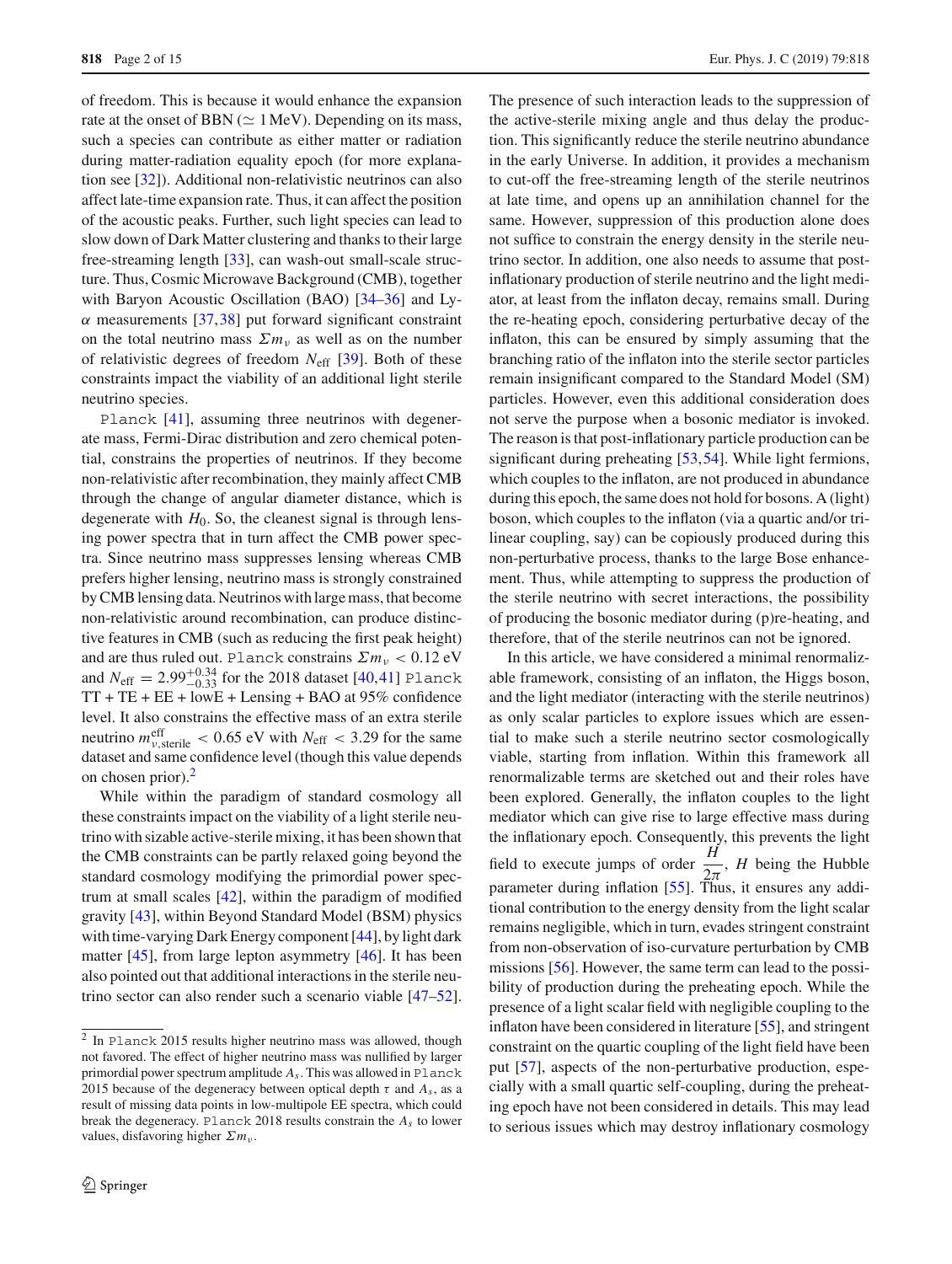of freedom. This is because it would enhance the expansion rate at the onset of BBN ($\simeq 1\,\mathrm{MeV}$). Depending on its mass, such a species can contribute as either matter or radiation during matter-radiation equality epoch (for more explanation see [32]). Additional non-relativistic neutrinos can also affect late-time expansion rate. Thus, it can affect the position of the acoustic peaks. Further, such light species can lead to slow down of Dark Matter clustering and thanks to their large free-streaming length [33], can wash-out small-scale structure. Thus, Cosmic Microwave Background (CMB), together with Baryon Acoustic Oscillation (BAO) [34–36] and Ly-$\alpha$ measurements [37,38] put forward significant constraint on the total neutrino mass $\Sigma m_\nu$ as well as on the number of relativistic degrees of freedom $N_{\mathrm{eff}}$ [39]. Both of these constraints impact the viability of an additional light sterile neutrino species.

Planck [41], assuming three neutrinos with degenerate mass, Fermi-Dirac distribution and zero chemical potential, constrains the properties of neutrinos. If they become non-relativistic after recombination, they mainly affect CMB through the change of angular diameter distance, which is degenerate with $H_0$. So, the cleanest signal is through lensing power spectra that in turn affect the CMB power spectra. Since neutrino mass suppresses lensing whereas CMB prefers higher lensing, neutrino mass is strongly constrained by CMB lensing data. Neutrinos with large mass, that become non-relativistic around recombination, can produce distinctive features in CMB (such as reducing the first peak height) and are thus ruled out. Planck constrains $\Sigma m_\nu < 0.12$ eV and $N_{\mathrm{eff}} = 2.99^{+0.34}_{-0.33}$ for the 2018 dataset [40,41] Planck TT + TE + EE + lowE + Lensing + BAO at 95% confidence level. It also constrains the effective mass of an extra sterile neutrino $m^{\mathrm{eff}}_{\nu,\mathrm{sterile}} < 0.65$ eV with $N_{\mathrm{eff}} < 3.29$ for the same dataset and same confidence level (though this value depends on chosen prior).[2]

While within the paradigm of standard cosmology all these constraints impact on the viability of a light sterile neutrino with sizable active-sterile mixing, it has been shown that the CMB constraints can be partly relaxed going beyond the standard cosmology modifying the primordial power spectrum at small scales [42], within the paradigm of modified gravity [43], within Beyond Standard Model (BSM) physics with time-varying Dark Energy component [44], by light dark matter [45], from large lepton asymmetry [46]. It has been also pointed out that additional interactions in the sterile neutrino sector can also render such a scenario viable [47–52]. The presence of such interaction leads to the suppression of the active-sterile mixing angle and thus delay the production. This significantly reduce the sterile neutrino abundance in the early Universe. In addition, it provides a mechanism to cut-off the free-streaming length of the sterile neutrinos at late time, and opens up an annihilation channel for the same. However, suppression of this production alone does not suffice to constrain the energy density in the sterile neutrino sector. In addition, one also needs to assume that post-inflationary production of sterile neutrino and the light mediator, at least from the inflaton decay, remains small. During the re-heating epoch, considering perturbative decay of the inflaton, this can be ensured by simply assuming that the branching ratio of the inflaton into the sterile sector particles remain insignificant compared to the Standard Model (SM) particles. However, even this additional consideration does not serve the purpose when a bosonic mediator is invoked. The reason is that post-inflationary particle production can be significant during preheating [53,54]. While light fermions, which couples to the inflaton, are not produced in abundance during this epoch, the same does not hold for bosons. A (light) boson, which couples to the inflaton (via a quartic and/or tri-linear coupling, say) can be copiously produced during this non-perturbative process, thanks to the large Bose enhancement. Thus, while attempting to suppress the production of the sterile neutrino with secret interactions, the possibility of producing the bosonic mediator during (p)re-heating, and therefore, that of the sterile neutrinos can not be ignored.

In this article, we have considered a minimal renormalizable framework, consisting of an inflaton, the Higgs boson, and the light mediator (interacting with the sterile neutrinos) as only scalar particles to explore issues which are essential to make such a sterile neutrino sector cosmologically viable, starting from inflation. Within this framework all renormalizable terms are sketched out and their roles have been explored. Generally, the inflaton couples to the light mediator which can give rise to large effective mass during the inflationary epoch. Consequently, this prevents the light field to execute jumps of order $\frac{H}{2\pi}$, $H$ being the Hubble parameter during inflation [55]. Thus, it ensures any additional contribution to the energy density from the light scalar remains negligible, which in turn, evades stringent constraint from non-observation of iso-curvature perturbation by CMB missions [56]. However, the same term can lead to the possibility of production during the preheating epoch. While the presence of a light scalar field with negligible coupling to the inflaton have been considered in literature [55], and stringent constraint on the quartic coupling of the light field have been put [57], aspects of the non-perturbative production, especially with a small quartic self-coupling, during the preheating epoch have not been considered in details. This may lead to serious issues which may destroy inflationary cosmology

[2] In Planck 2015 results higher neutrino mass was allowed, though not favored. The effect of higher neutrino mass was nullified by larger primordial power spectrum amplitude $A_s$. This was allowed in Planck 2015 because of the degeneracy between optical depth $\tau$ and $A_s$, as a result of missing data points in low-multipole EE spectra, which could break the degeneracy. Planck 2018 results constrain the $A_s$ to lower values, disfavoring higher $\Sigma m_\nu$.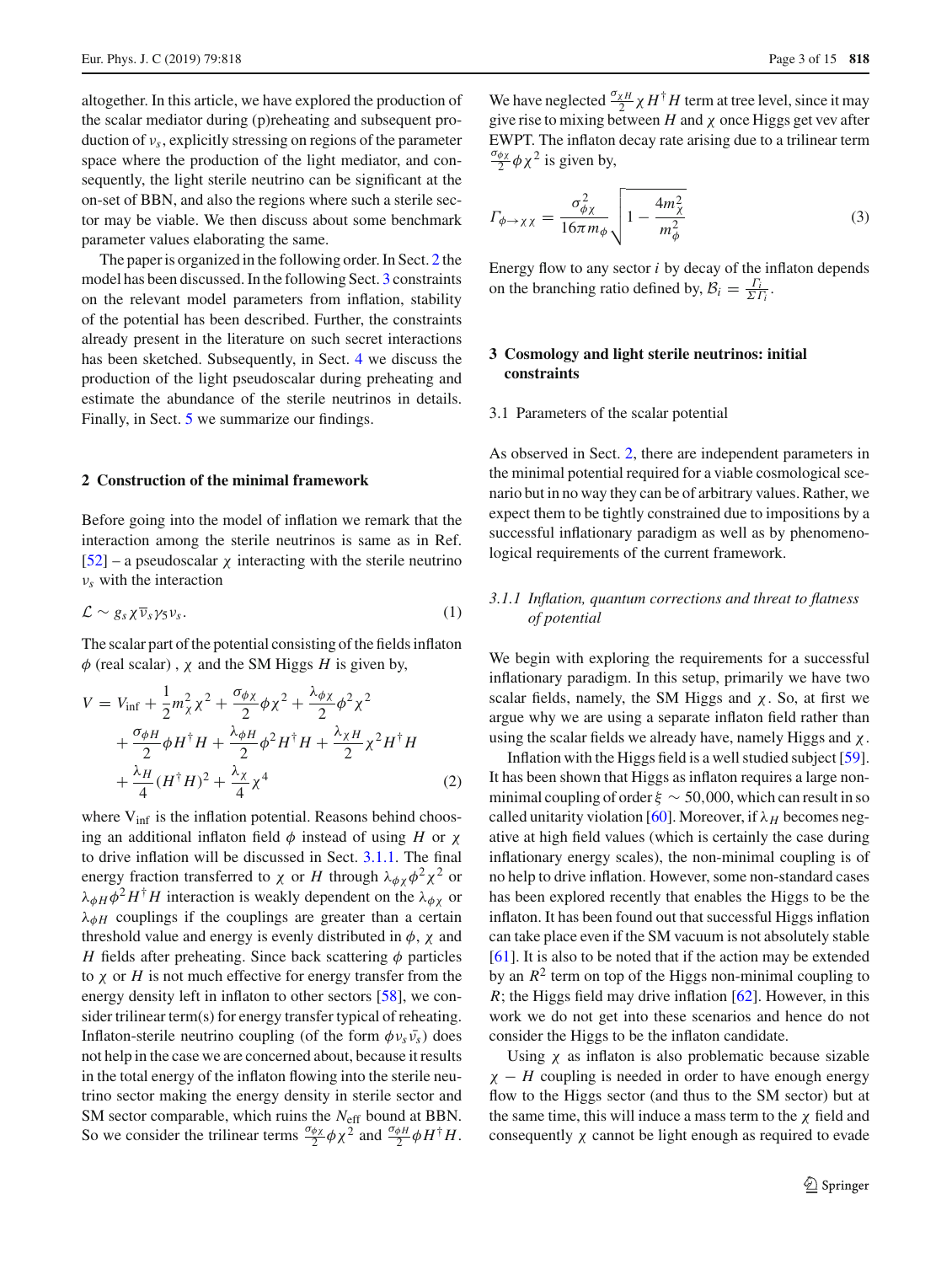altogether. In this article, we have explored the production of the scalar mediator during (p)reheating and subsequent production of $\nu_s$, explicitly stressing on regions of the parameter space where the production of the light mediator, and consequently, the light sterile neutrino can be significant at the on-set of BBN, and also the regions where such a sterile sector may be viable. We then discuss about some benchmark parameter values elaborating the same.

The paper is organized in the following order. In Sect. 2 the model has been discussed. In the following Sect. 3 constraints on the relevant model parameters from inflation, stability of the potential has been described. Further, the constraints already present in the literature on such secret interactions has been sketched. Subsequently, in Sect. 4 we discuss the production of the light pseudoscalar during preheating and estimate the abundance of the sterile neutrinos in details. Finally, in Sect. 5 we summarize our findings.

## 2 Construction of the minimal framework

Before going into the model of inflation we remark that the interaction among the sterile neutrinos is same as in Ref. [52] – a pseudoscalar $\chi$ interacting with the sterile neutrino $\nu_s$ with the interaction

$$\mathcal{L} \sim g_s \chi \overline{\nu}_s \gamma_5 \nu_s. \tag{1}$$

The scalar part of the potential consisting of the fields inflaton $\phi$ (real scalar), $\chi$ and the SM Higgs $H$ is given by,

$$\begin{aligned} V = & V_{\text{inf}} + \frac{1}{2}m_\chi^2 \chi^2 + \frac{\sigma_{\phi\chi}}{2}\phi\chi^2 + \frac{\lambda_{\phi\chi}}{2}\phi^2\chi^2 \\ & + \frac{\sigma_{\phi H}}{2}\phi H^\dagger H + \frac{\lambda_{\phi H}}{2}\phi^2 H^\dagger H + \frac{\lambda_{\chi H}}{2}\chi^2 H^\dagger H \\ & + \frac{\lambda_H}{4}(H^\dagger H)^2 + \frac{\lambda_\chi}{4}\chi^4 \end{aligned} \tag{2}$$

where $V_{\text{inf}}$ is the inflation potential. Reasons behind choosing an additional inflaton field $\phi$ instead of using $H$ or $\chi$ to drive inflation will be discussed in Sect. 3.1.1. The final energy fraction transferred to $\chi$ or $H$ through $\lambda_{\phi\chi}\phi^2\chi^2$ or $\lambda_{\phi H}\phi^2 H^\dagger H$ interaction is weakly dependent on the $\lambda_{\phi\chi}$ or $\lambda_{\phi H}$ couplings if the couplings are greater than a certain threshold value and energy is evenly distributed in $\phi$, $\chi$ and $H$ fields after preheating. Since back scattering $\phi$ particles to $\chi$ or $H$ is not much effective for energy transfer from the energy density left in inflaton to other sectors [58], we consider trilinear term(s) for energy transfer typical of reheating. Inflaton-sterile neutrino coupling (of the form $\phi\nu_s\bar{\nu_s}$) does not help in the case we are concerned about, because it results in the total energy of the inflaton flowing into the sterile neutrino sector making the energy density in sterile sector and SM sector comparable, which ruins the $N_{\text{eff}}$ bound at BBN. So we consider the trilinear terms $\frac{\sigma_{\phi\chi}}{2}\phi\chi^2$ and $\frac{\sigma_{\phi H}}{2}\phi H^\dagger H$. We have neglected $\frac{\sigma_{\chi H}}{2}\chi H^\dagger H$ term at tree level, since it may give rise to mixing between $H$ and $\chi$ once Higgs get vev after EWPT. The inflaton decay rate arising due to a trilinear term $\frac{\sigma_{\phi\chi}}{2}\phi\chi^2$ is given by,

$$\Gamma_{\phi\to\chi\chi} = \frac{\sigma_{\phi\chi}^2}{16\pi m_\phi}\sqrt{1 - \frac{4m_\chi^2}{m_\phi^2}} \tag{3}$$

Energy flow to any sector $i$ by decay of the inflaton depends on the branching ratio defined by, $\mathcal{B}_i = \frac{\Gamma_i}{\Sigma \Gamma_i}$.

## 3 Cosmology and light sterile neutrinos: initial constraints

### 3.1 Parameters of the scalar potential

As observed in Sect. 2, there are independent parameters in the minimal potential required for a viable cosmological scenario but in no way they can be of arbitrary values. Rather, we expect them to be tightly constrained due to impositions by a successful inflationary paradigm as well as by phenomenological requirements of the current framework.

#### *3.1.1 Inflation, quantum corrections and threat to flatness of potential*

We begin with exploring the requirements for a successful inflationary paradigm. In this setup, primarily we have two scalar fields, namely, the SM Higgs and $\chi$. So, at first we argue why we are using a separate inflaton field rather than using the scalar fields we already have, namely Higgs and $\chi$.

Inflation with the Higgs field is a well studied subject [59]. It has been shown that Higgs as inflaton requires a large non-minimal coupling of order $\xi \sim 50{,}000$, which can result in so called unitarity violation [60]. Moreover, if $\lambda_H$ becomes negative at high field values (which is certainly the case during inflationary energy scales), the non-minimal coupling is of no help to drive inflation. However, some non-standard cases has been explored recently that enables the Higgs to be the inflaton. It has been found out that successful Higgs inflation can take place even if the SM vacuum is not absolutely stable [61]. It is also to be noted that if the action may be extended by an $R^2$ term on top of the Higgs non-minimal coupling to $R$; the Higgs field may drive inflation [62]. However, in this work we do not get into these scenarios and hence do not consider the Higgs to be the inflaton candidate.

Using $\chi$ as inflaton is also problematic because sizable $\chi - H$ coupling is needed in order to have enough energy flow to the Higgs sector (and thus to the SM sector) but at the same time, this will induce a mass term to the $\chi$ field and consequently $\chi$ cannot be light enough as required to evade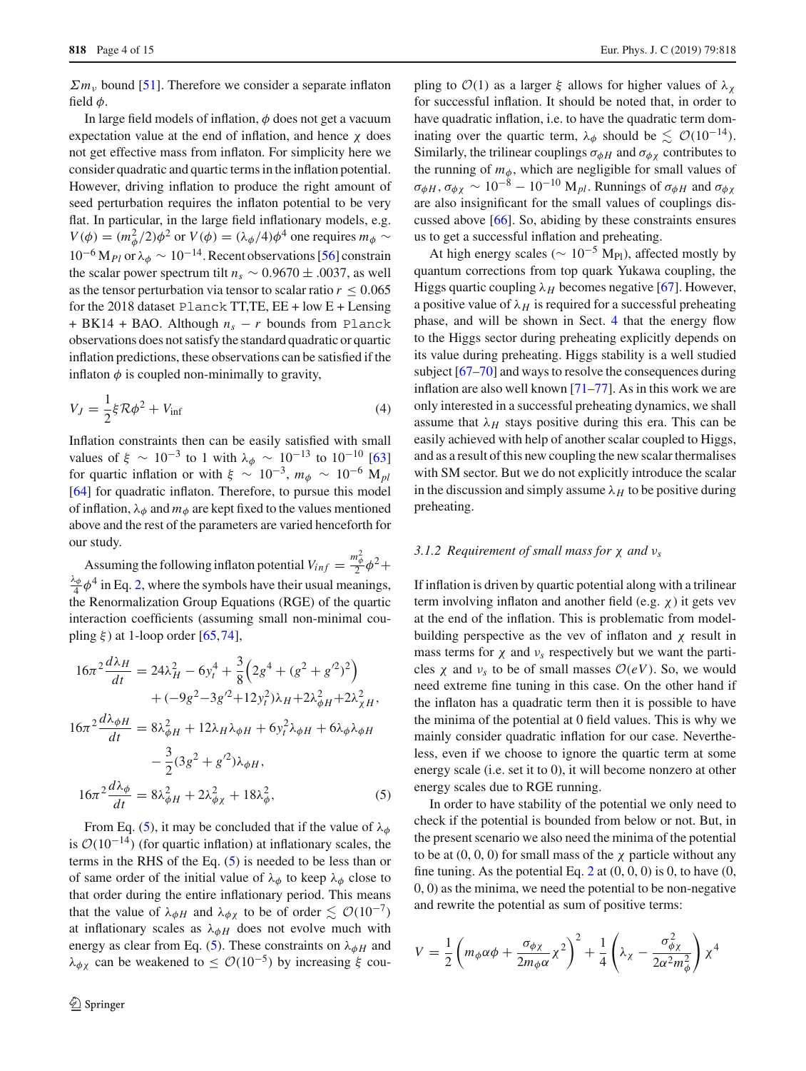$\Sigma m_\nu$ bound [51]. Therefore we consider a separate inflaton field $\phi$.

In large field models of inflation, $\phi$ does not get a vacuum expectation value at the end of inflation, and hence $\chi$ does not get effective mass from inflaton. For simplicity here we consider quadratic and quartic terms in the inflation potential. However, driving inflation to produce the right amount of seed perturbation requires the inflaton potential to be very flat. In particular, in the large field inflationary models, e.g. $V(\phi) = (m_\phi^2/2)\phi^2$ or $V(\phi) = (\lambda_\phi/4)\phi^4$ one requires $m_\phi \sim 10^{-6}\,\mathrm{M}_{Pl}$ or $\lambda_\phi \sim 10^{-14}$. Recent observations [56] constrain the scalar power spectrum tilt $n_s \sim 0.9670 \pm .0037$, as well as the tensor perturbation via tensor to scalar ratio $r \lesssim 0.065$ for the 2018 dataset Planck TT,TE, EE + low E + Lensing + BK14 + BAO. Although $n_s - r$ bounds from Planck observations does not satisfy the standard quadratic or quartic inflation predictions, these observations can be satisfied if the inflaton $\phi$ is coupled non-minimally to gravity,

$$V_J = \frac{1}{2}\xi \mathcal{R}\phi^2 + V_{\rm inf} \tag{4}$$

Inflation constraints then can be easily satisfied with small values of $\xi \sim 10^{-3}$ to 1 with $\lambda_\phi \sim 10^{-13}$ to $10^{-10}$ [63] for quartic inflation or with $\xi \sim 10^{-3}$, $m_\phi \sim 10^{-6}\,\mathrm{M}_{pl}$ [64] for quadratic inflaton. Therefore, to pursue this model of inflation, $\lambda_\phi$ and $m_\phi$ are kept fixed to the values mentioned above and the rest of the parameters are varied henceforth for our study.

Assuming the following inflaton potential $V_{inf} = \frac{m_\phi^2}{2}\phi^2 + \frac{\lambda_\phi}{4}\phi^4$ in Eq. 2, where the symbols have their usual meanings, the Renormalization Group Equations (RGE) of the quartic interaction coefficients (assuming small non-minimal coupling $\xi$) at 1-loop order [65,74],

$$\begin{aligned}
16\pi^2\frac{d\lambda_H}{dt} &= 24\lambda_H^2 - 6y_t^4 + \frac{3}{8}\Big(2g^4 + (g^2+g'^2)^2\Big) \\
&\quad + (-9g^2 - 3g'^2 + 12y_t^2)\lambda_H + 2\lambda_{\phi H}^2 + 2\lambda_{\chi H}^2, \\
16\pi^2\frac{d\lambda_{\phi H}}{dt} &= 8\lambda_{\phi H}^2 + 12\lambda_H\lambda_{\phi H} + 6y_t^2\lambda_{\phi H} + 6\lambda_\phi\lambda_{\phi H} \\
&\quad - \frac{3}{2}(3g^2 + g'^2)\lambda_{\phi H}, \\
16\pi^2\frac{d\lambda_\phi}{dt} &= 8\lambda_{\phi H}^2 + 2\lambda_{\phi\chi}^2 + 18\lambda_\phi^2,
\end{aligned} \tag{5}$$

From Eq. (5), it may be concluded that if the value of $\lambda_\phi$ is $\mathcal{O}(10^{-14})$ (for quartic inflation) at inflationary scales, the terms in the RHS of the Eq. (5) is needed to be less than or of same order of the initial value of $\lambda_\phi$ to keep $\lambda_\phi$ close to that order during the entire inflationary period. This means that the value of $\lambda_{\phi H}$ and $\lambda_{\phi\chi}$ to be of order $\lesssim \mathcal{O}(10^{-7})$ at inflationary scales as $\lambda_{\phi H}$ does not evolve much with energy scale as clear from Eq. (5). These constraints on $\lambda_{\phi H}$ and $\lambda_{\phi\chi}$ can be weakened to $\leq \mathcal{O}(10^{-5})$ by increasing $\xi$ coupling to $\mathcal{O}(1)$ as a larger $\xi$ allows for higher values of $\lambda_\chi$ for successful inflation. It should be noted that, in order to have quadratic inflation, i.e. to have the quadratic term dominating over the quartic term, $\lambda_\phi$ should be $\lesssim \mathcal{O}(10^{-14})$. Similarly, the trilinear couplings $\sigma_{\phi H}$ and $\sigma_{\phi\chi}$ contributes to the running of $m_\phi$, which are negligible for small values of $\sigma_{\phi H}, \sigma_{\phi\chi} \sim 10^{-8} - 10^{-10}\,\mathrm{M}_{pl}$. Runnings of $\sigma_{\phi H}$ and $\sigma_{\phi\chi}$ are also insignificant for the small values of couplings discussed above [66]. So, abiding by these constraints ensures us to get a successful inflation and preheating.

At high energy scales ($\sim 10^{-5}\,\mathrm{M_{Pl}}$), affected mostly by quantum corrections from top quark Yukawa coupling, the Higgs quartic coupling $\lambda_H$ becomes negative [67]. However, a positive value of $\lambda_H$ is required for a successful preheating phase, and will be shown in Sect. 4 that the energy flow to the Higgs sector during preheating explicitly depends on its value during preheating. Higgs stability is a well studied subject [67–70] and ways to resolve the consequences during inflation are also well known [71–77]. As in this work we are only interested in a successful preheating dynamics, we shall assume that $\lambda_H$ stays positive during this era. This can be easily achieved with help of another scalar coupled to Higgs, and as a result of this new coupling the new scalar thermalises with SM sector. But we do not explicitly introduce the scalar in the discussion and simply assume $\lambda_H$ to be positive during preheating.

#### *3.1.2 Requirement of small mass for $\chi$ and $\nu_s$*

If inflation is driven by quartic potential along with a trilinear term involving inflaton and another field (e.g. $\chi$) it gets vev at the end of the inflation. This is problematic from model-building perspective as the vev of inflaton and $\chi$ result in mass terms for $\chi$ and $\nu_s$ respectively but we want the particles $\chi$ and $\nu_s$ to be of small masses $\mathcal{O}(eV)$. So, we would need extreme fine tuning in this case. On the other hand if the inflaton has a quadratic term then it is possible to have the minima of the potential at 0 field values. This is why we mainly consider quadratic inflation for our case. Nevertheless, even if we choose to ignore the quartic term at some energy scale (i.e. set it to 0), it will become nonzero at other energy scales due to RGE running.

In order to have stability of the potential we only need to check if the potential is bounded from below or not. But, in the present scenario we also need the minima of the potential to be at (0, 0, 0) for small mass of the $\chi$ particle without any fine tuning. As the potential Eq. 2 at (0, 0, 0) is 0, to have (0, 0, 0) as the minima, we need the potential to be non-negative and rewrite the potential as sum of positive terms:

$$V = \frac{1}{2}\left(m_\phi\alpha\phi + \frac{\sigma_{\phi\chi}}{2m_\phi\alpha}\chi^2\right)^2 + \frac{1}{4}\left(\lambda_\chi - \frac{\sigma_{\phi\chi}^2}{2\alpha^2 m_\phi^2}\right)\chi^4$$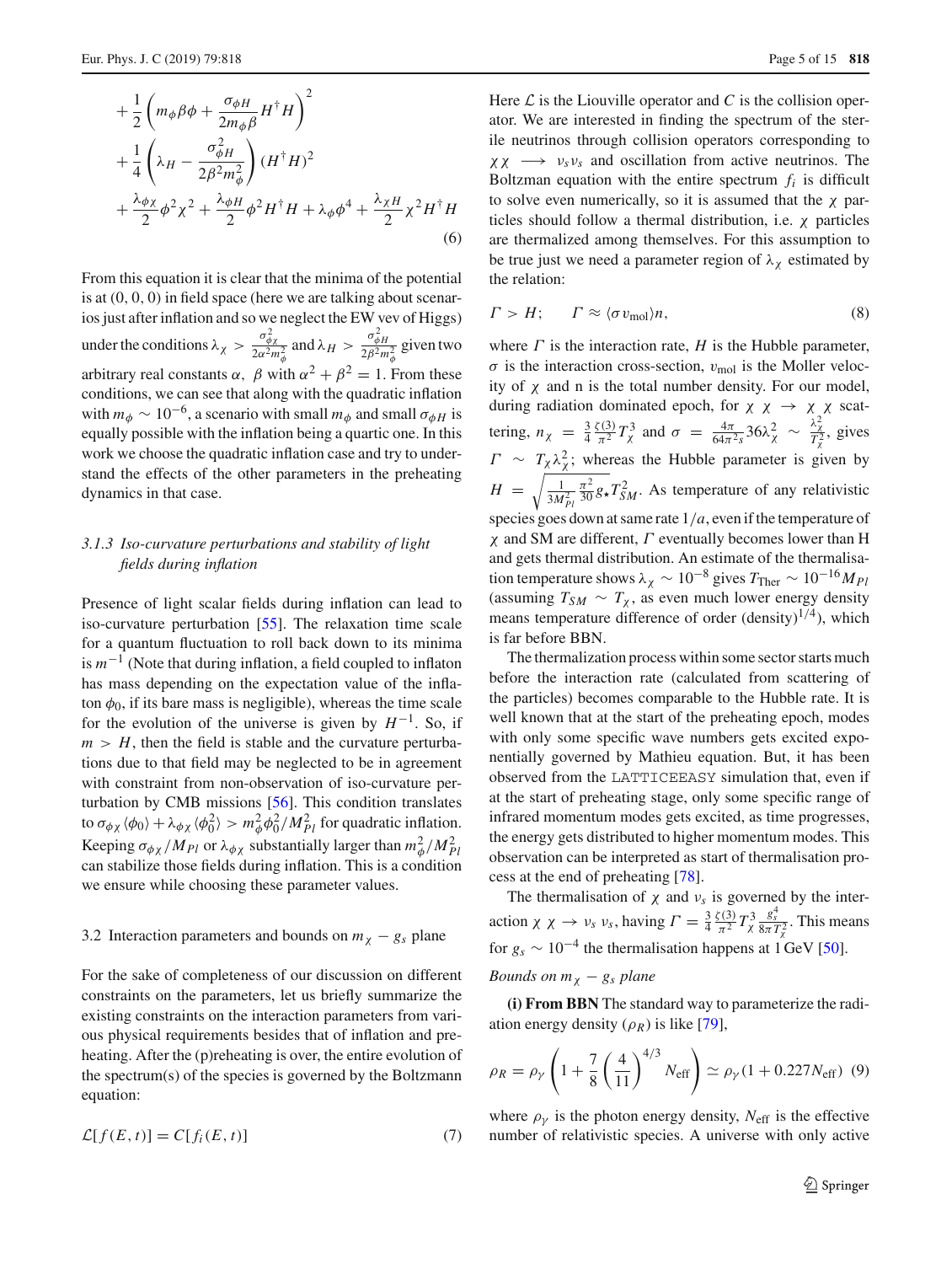$$
+\frac{1}{2}\left(m_\phi \beta\phi + \frac{\sigma_{\phi H}}{2m_\phi \beta}H^\dagger H\right)^2
+\frac{1}{4}\left(\lambda_H - \frac{\sigma_{\phi H}^2}{2\beta^2 m_\phi^2}\right)(H^\dagger H)^2
+\frac{\lambda_{\phi\chi}}{2}\phi^2\chi^2 + \frac{\lambda_{\phi H}}{2}\phi^2 H^\dagger H + \lambda_\phi \phi^4 + \frac{\lambda_{\chi H}}{2}\chi^2 H^\dagger H
\tag{6}
$$

From this equation it is clear that the minima of the potential is at (0, 0, 0) in field space (here we are talking about scenarios just after inflation and so we neglect the EW vev of Higgs) under the conditions $\lambda_\chi > \frac{\sigma_{\phi\chi}^2}{2\alpha^2 m_\phi^2}$ and $\lambda_H > \frac{\sigma_{\phi H}^2}{2\beta^2 m_\phi^2}$ given two arbitrary real constants $\alpha$, $\beta$ with $\alpha^2 + \beta^2 = 1$. From these conditions, we can see that along with the quadratic inflation with $m_\phi \sim 10^{-6}$, a scenario with small $m_\phi$ and small $\sigma_{\phi H}$ is equally possible with the inflation being a quartic one. In this work we choose the quadratic inflation case and try to understand the effects of the other parameters in the preheating dynamics in that case.

### 3.1.3 Iso-curvature perturbations and stability of light fields during inflation

Presence of light scalar fields during inflation can lead to iso-curvature perturbation [55]. The relaxation time scale for a quantum fluctuation to roll back down to its minima is $m^{-1}$ (Note that during inflation, a field coupled to inflaton has mass depending on the expectation value of the inflaton $\phi_0$, if its bare mass is negligible), whereas the time scale for the evolution of the universe is given by $H^{-1}$. So, if $m > H$, then the field is stable and the curvature perturbations due to that field may be neglected to be in agreement with constraint from non-observation of iso-curvature perturbation by CMB missions [56]. This condition translates to $\sigma_{\phi\chi}\langle\phi_0\rangle + \lambda_{\phi\chi}\langle\phi_0^2\rangle > m_\phi^2\phi_0^2/M_{Pl}^2$ for quadratic inflation. Keeping $\sigma_{\phi\chi}/M_{Pl}$ or $\lambda_{\phi\chi}$ substantially larger than $m_\phi^2/M_{Pl}^2$ can stabilize those fields during inflation. This is a condition we ensure while choosing these parameter values.

## 3.2 Interaction parameters and bounds on $m_\chi - g_s$ plane

For the sake of completeness of our discussion on different constraints on the parameters, let us briefly summarize the existing constraints on the interaction parameters from various physical requirements besides that of inflation and preheating. After the (p)reheating is over, the entire evolution of the spectrum(s) of the species is governed by the Boltzmann equation:

$$
\mathcal{L}[f(E,t)] = C[f_i(E,t)]
\tag{7}
$$

Here $\mathcal{L}$ is the Liouville operator and $C$ is the collision operator. We are interested in finding the spectrum of the sterile neutrinos through collision operators corresponding to $\chi\chi \longrightarrow \nu_s\nu_s$ and oscillation from active neutrinos. The Boltzman equation with the entire spectrum $f_i$ is difficult to solve even numerically, so it is assumed that the $\chi$ particles should follow a thermal distribution, i.e. $\chi$ particles are thermalized among themselves. For this assumption to be true just we need a parameter region of $\lambda_\chi$ estimated by the relation:

$$
\Gamma > H; \qquad \Gamma \approx \langle \sigma v_{\rm mol}\rangle n,
\tag{8}
$$

where $\Gamma$ is the interaction rate, $H$ is the Hubble parameter, $\sigma$ is the interaction cross-section, $v_{\rm mol}$ is the Moller velocity of $\chi$ and n is the total number density. For our model, during radiation dominated epoch, for $\chi\ \chi \rightarrow \chi\ \chi$ scattering, $n_\chi = \frac{3}{4}\frac{\zeta(3)}{\pi^2}T_\chi^3$ and $\sigma = \frac{4\pi}{64\pi^2 s}36\lambda_\chi^2 \sim \frac{\lambda_\chi^2}{T_\chi^2}$, gives $\Gamma \sim T_\chi \lambda_\chi^2$; whereas the Hubble parameter is given by $H = \sqrt{\frac{1}{3M_{Pl}^2}\frac{\pi^2}{30}g_\star}T_{SM}^2$. As temperature of any relativistic species goes down at same rate $1/a$, even if the temperature of $\chi$ and SM are different, $\Gamma$ eventually becomes lower than H and gets thermal distribution. An estimate of the thermalisation temperature shows $\lambda_\chi \sim 10^{-8}$ gives $T_{\rm Ther} \sim 10^{-16}M_{Pl}$ (assuming $T_{SM} \sim T_\chi$, as even much lower energy density means temperature difference of order (density)$^{1/4}$), which is far before BBN.

The thermalization process within some sector starts much before the interaction rate (calculated from scattering of the particles) becomes comparable to the Hubble rate. It is well known that at the start of the preheating epoch, modes with only some specific wave numbers gets excited exponentially governed by Mathieu equation. But, it has been observed from the LATTICEEASY simulation that, even if at the start of preheating stage, only some specific range of infrared momentum modes gets excited, as time progresses, the energy gets distributed to higher momentum modes. This observation can be interpreted as start of thermalisation process at the end of preheating [78].

The thermalisation of $\chi$ and $\nu_s$ is governed by the interaction $\chi\ \chi \rightarrow \nu_s\ \nu_s$, having $\Gamma = \frac{3}{4}\frac{\zeta(3)}{\pi^2}T_\chi^3\frac{g_s^4}{8\pi T_\chi^2}$. This means for $g_s \sim 10^{-4}$ the thermalisation happens at 1 GeV [50].

*Bounds on $m_\chi - g_s$ plane*

**(i) From BBN** The standard way to parameterize the radiation energy density ($\rho_R$) is like [79],

$$
\rho_R = \rho_\gamma\left(1 + \frac{7}{8}\left(\frac{4}{11}\right)^{4/3}N_{\rm eff}\right) \simeq \rho_\gamma(1 + 0.227N_{\rm eff})
\tag{9}
$$

where $\rho_\gamma$ is the photon energy density, $N_{\rm eff}$ is the effective number of relativistic species. A universe with only active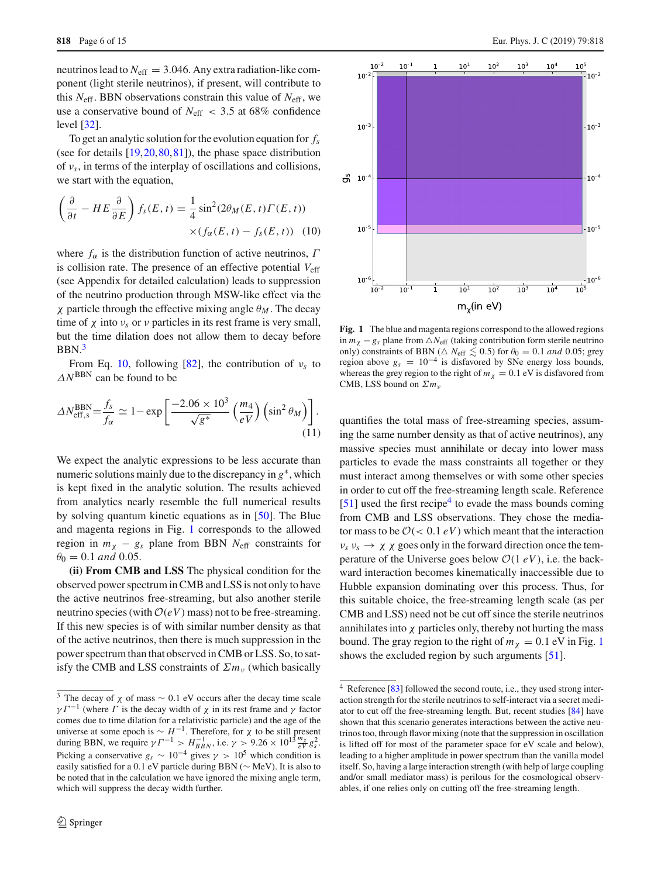neutrinos lead to $N_{\rm eff} = 3.046$. Any extra radiation-like component (light sterile neutrinos), if present, will contribute to this $N_{\rm eff}$. BBN observations constrain this value of $N_{\rm eff}$, we use a conservative bound of $N_{\rm eff} < 3.5$ at 68% confidence level [32].

To get an analytic solution for the evolution equation for $f_s$ (see for details [19,20,80,81]), the phase space distribution of $\nu_s$, in terms of the interplay of oscillations and collisions, we start with the equation,

$$\left(\frac{\partial}{\partial t} - HE\frac{\partial}{\partial E}\right) f_s(E,t) = \frac{1}{4}\sin^2(2\theta_M(E,t)\Gamma(E,t)) \times (f_\alpha(E,t) - f_s(E,t)) \quad (10)$$

where $f_\alpha$ is the distribution function of active neutrinos, $\Gamma$ is collision rate. The presence of an effective potential $V_{\rm eff}$ (see Appendix for detailed calculation) leads to suppression of the neutrino production through MSW-like effect via the $\chi$ particle through the effective mixing angle $\theta_M$. The decay time of $\chi$ into $\nu_s$ or $\nu$ particles in its rest frame is very small, but the time dilation does not allow them to decay before BBN.[3]

From Eq. 10, following [82], the contribution of $\nu_s$ to $\Delta N^{\rm BBN}$ can be found to be

$$\Delta N^{\rm BBN}_{\rm eff,s} = \frac{f_s}{f_\alpha} \simeq 1 - \exp\left[\frac{-2.06\times10^3}{\sqrt{g^*}}\left(\frac{m_4}{eV}\right)\left(\sin^2\theta_M\right)\right]. \quad (11)$$

We expect the analytic expressions to be less accurate than numeric solutions mainly due to the discrepancy in $g^*$, which is kept fixed in the analytic solution. The results achieved from analytics nearly resemble the full numerical results by solving quantum kinetic equations as in [50]. The Blue and magenta regions in Fig. 1 corresponds to the allowed region in $m_\chi - g_s$ plane from BBN $N_{\rm eff}$ constraints for $\theta_0 = 0.1$ *and* 0.05.

**(ii) From CMB and LSS** The physical condition for the observed power spectrum in CMB and LSS is not only to have the active neutrinos free-streaming, but also another sterile neutrino species (with $\mathcal{O}(eV)$ mass) not to be free-streaming. If this new species is of with similar number density as that of the active neutrinos, then there is much suppression in the power spectrum than that observed in CMB or LSS. So, to satisfy the CMB and LSS constraints of $\Sigma m_\nu$ (which basically quantifies the total mass of free-streaming species, assuming the same number density as that of active neutrinos), any massive species must annihilate or decay into lower mass particles to evade the mass constraints all together or they must interact among themselves or with some other species in order to cut off the free-streaming length scale. Reference [51] used the first recipe[4] to evade the mass bounds coming from CMB and LSS observations. They chose the mediator mass to be $\mathcal{O}(< 0.1\ eV)$ which meant that the interaction $\nu_s\,\nu_s \rightarrow \chi\,\chi$ goes only in the forward direction once the temperature of the Universe goes below $\mathcal{O}(1\ eV)$, i.e. the backward interaction becomes kinematically inaccessible due to Hubble expansion dominating over this process. Thus, for this suitable choice, the free-streaming length scale (as per CMB and LSS) need not be cut off since the sterile neutrinos annihilates into $\chi$ particles only, thereby not hurting the mass bound. The gray region to the right of $m_\chi = 0.1$ eV in Fig. 1 shows the excluded region by such arguments [51].

**Fig. 1** The blue and magenta regions correspond to the allowed regions in $m_\chi - g_s$ plane from $\triangle N_{\rm eff}$ (taking contribution form sterile neutrino only) constraints of BBN ($\triangle N_{\rm eff} \lesssim 0.5$) for $\theta_0 = 0.1$ *and* 0.05; grey region above $g_s = 10^{-4}$ is disfavored by SNe energy loss bounds, whereas the grey region to the right of $m_\chi = 0.1$ eV is disfavored from CMB, LSS bound on $\Sigma m_\nu$

---

[3] The decay of $\chi$ of mass $\sim 0.1$ eV occurs after the decay time scale $\gamma\Gamma^{-1}$ (where $\Gamma$ is the decay width of $\chi$ in its rest frame and $\gamma$ factor comes due to time dilation for a relativistic particle) and the age of the universe at some epoch is $\sim H^{-1}$. Therefore, for $\chi$ to be still present during BBN, we require $\gamma\Gamma^{-1} > H^{-1}_{BBN}$, i.e. $\gamma > 9.26\times10^{13}\frac{m_\chi}{eV}g_s^2$. Picking a conservative $g_s \sim 10^{-4}$ gives $\gamma > 10^5$ which condition is easily satisfied for a 0.1 eV particle during BBN ($\sim$ MeV). It is also to be noted that in the calculation we have ignored the mixing angle term, which will suppress the decay width further.

[4] Reference [83] followed the second route, i.e., they used strong interaction strength for the sterile neutrinos to self-interact via a secret mediator to cut off the free-streaming length. But, recent studies [84] have shown that this scenario generates interactions between the active neutrinos too, through flavor mixing (note that the suppression in oscillation is lifted off for most of the parameter space for eV scale and below), leading to a higher amplitude in power spectrum than the vanilla model itself. So, having a large interaction strength (with help of large coupling and/or small mediator mass) is perilous for the cosmological observables, if one relies only on cutting off the free-streaming length.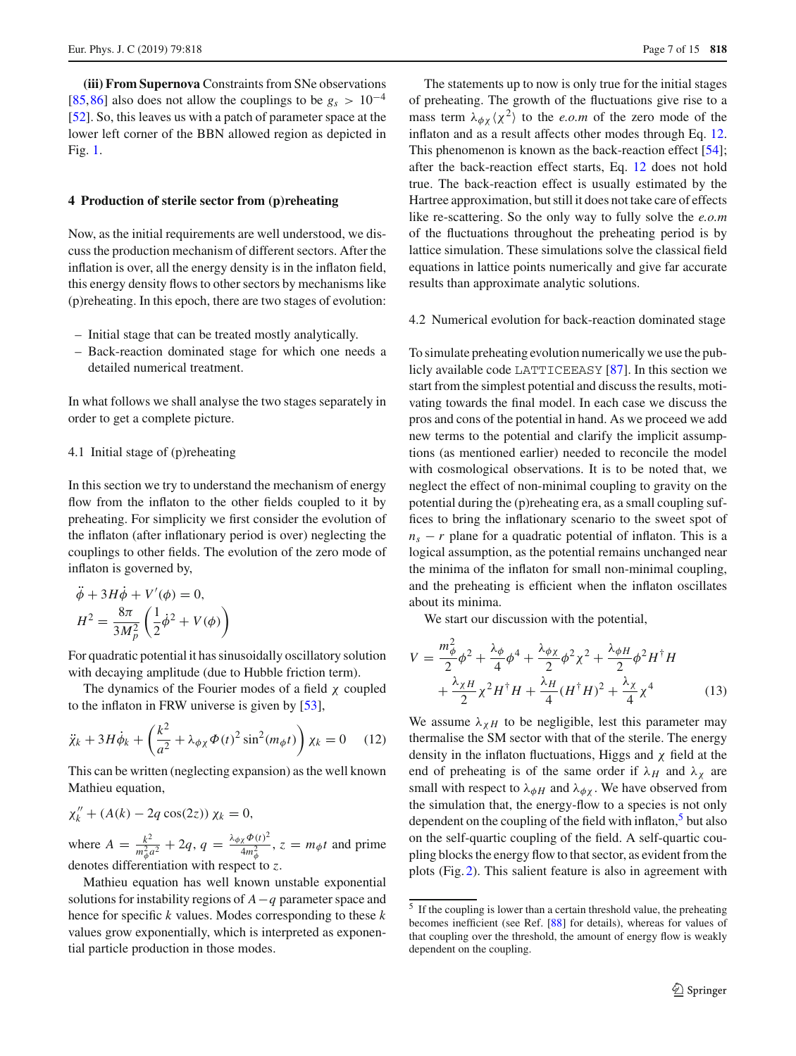**(iii) From Supernova** Constraints from SNe observations [85,86] also does not allow the couplings to be $g_s > 10^{-4}$ [52]. So, this leaves us with a patch of parameter space at the lower left corner of the BBN allowed region as depicted in Fig. 1.

## 4 Production of sterile sector from (p)reheating

Now, as the initial requirements are well understood, we discuss the production mechanism of different sectors. After the inflation is over, all the energy density is in the inflaton field, this energy density flows to other sectors by mechanisms like (p)reheating. In this epoch, there are two stages of evolution:

- Initial stage that can be treated mostly analytically.
- Back-reaction dominated stage for which one needs a detailed numerical treatment.

In what follows we shall analyse the two stages separately in order to get a complete picture.

### 4.1 Initial stage of (p)reheating

In this section we try to understand the mechanism of energy flow from the inflaton to the other fields coupled to it by preheating. For simplicity we first consider the evolution of the inflaton (after inflationary period is over) neglecting the couplings to other fields. The evolution of the zero mode of inflaton is governed by,

$$\ddot{\phi} + 3H\dot{\phi} + V'(\phi) = 0,$$
$$H^2 = \frac{8\pi}{3M_p^2}\left(\frac{1}{2}\dot{\phi}^2 + V(\phi)\right)$$

For quadratic potential it has sinusoidally oscillatory solution with decaying amplitude (due to Hubble friction term).

The dynamics of the Fourier modes of a field $\chi$ coupled to the inflaton in FRW universe is given by [53],

$$\ddot{\chi}_k + 3H\dot{\phi}_k + \left(\frac{k^2}{a^2} + \lambda_{\phi\chi}\Phi(t)^2 \sin^2(m_\phi t)\right)\chi_k = 0 \tag{12}$$

This can be written (neglecting expansion) as the well known Mathieu equation,

$$\chi_k'' + (A(k) - 2q\cos(2z))\,\chi_k = 0,$$

where $A = \frac{k^2}{m_\phi^2 a^2} + 2q$, $q = \frac{\lambda_{\phi\chi}\Phi(t)^2}{4m_\phi^2}$, $z = m_\phi t$ and prime denotes differentiation with respect to $z$.

Mathieu equation has well known unstable exponential solutions for instability regions of $A-q$ parameter space and hence for specific $k$ values. Modes corresponding to these $k$ values grow exponentially, which is interpreted as exponential particle production in those modes.

The statements up to now is only true for the initial stages of preheating. The growth of the fluctuations give rise to a mass term $\lambda_{\phi\chi}\langle\chi^2\rangle$ to the *e.o.m* of the zero mode of the inflaton and as a result affects other modes through Eq. 12. This phenomenon is known as the back-reaction effect [54]; after the back-reaction effect starts, Eq. 12 does not hold true. The back-reaction effect is usually estimated by the Hartree approximation, but still it does not take care of effects like re-scattering. So the only way to fully solve the *e.o.m* of the fluctuations throughout the preheating period is by lattice simulation. These simulations solve the classical field equations in lattice points numerically and give far accurate results than approximate analytic solutions.

### 4.2 Numerical evolution for back-reaction dominated stage

To simulate preheating evolution numerically we use the publicly available code LATTICEEASY [87]. In this section we start from the simplest potential and discuss the results, motivating towards the final model. In each case we discuss the pros and cons of the potential in hand. As we proceed we add new terms to the potential and clarify the implicit assumptions (as mentioned earlier) needed to reconcile the model with cosmological observations. It is to be noted that, we neglect the effect of non-minimal coupling to gravity on the potential during the (p)reheating era, as a small coupling suffices to bring the inflationary scenario to the sweet spot of $n_s - r$ plane for a quadratic potential of inflaton. This is a logical assumption, as the potential remains unchanged near the minima of the inflaton for small non-minimal coupling, and the preheating is efficient when the inflaton oscillates about its minima.

We start our discussion with the potential,

$$V = \frac{m_\phi^2}{2}\phi^2 + \frac{\lambda_\phi}{4}\phi^4 + \frac{\lambda_{\phi\chi}}{2}\phi^2\chi^2 + \frac{\lambda_{\phi H}}{2}\phi^2 H^\dagger H + \frac{\lambda_{\chi H}}{2}\chi^2 H^\dagger H + \frac{\lambda_H}{4}(H^\dagger H)^2 + \frac{\lambda_\chi}{4}\chi^4 \tag{13}$$

We assume $\lambda_{\chi H}$ to be negligible, lest this parameter may thermalise the SM sector with that of the sterile. The energy density in the inflaton fluctuations, Higgs and $\chi$ field at the end of preheating is of the same order if $\lambda_H$ and $\lambda_\chi$ are small with respect to $\lambda_{\phi H}$ and $\lambda_{\phi\chi}$. We have observed from the simulation that, the energy-flow to a species is not only dependent on the coupling of the field with inflaton,[5] but also on the self-quartic coupling of the field. A self-quartic coupling blocks the energy flow to that sector, as evident from the plots (Fig. 2). This salient feature is also in agreement with

[5] If the coupling is lower than a certain threshold value, the preheating becomes inefficient (see Ref. [88] for details), whereas for values of that coupling over the threshold, the amount of energy flow is weakly dependent on the coupling.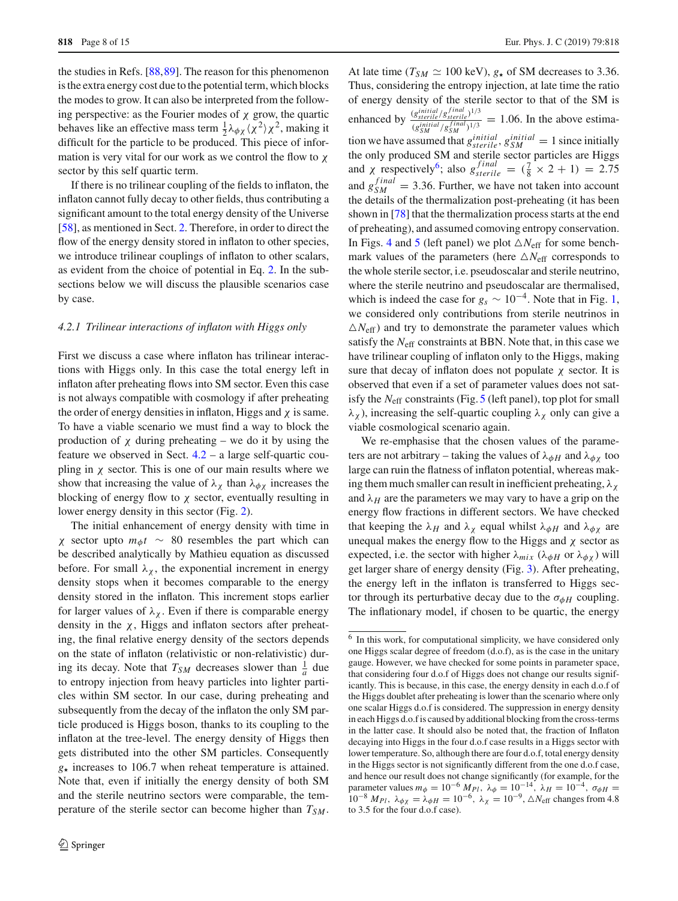the studies in Refs. [88,89]. The reason for this phenomenon is the extra energy cost due to the potential term, which blocks the modes to grow. It can also be interpreted from the following perspective: as the Fourier modes of $\chi$ grow, the quartic behaves like an effective mass term $\frac{1}{2}\lambda_{\phi\chi}\langle\chi^2\rangle\chi^2$, making it difficult for the particle to be produced. This piece of information is very vital for our work as we control the flow to $\chi$ sector by this self quartic term.

If there is no trilinear coupling of the fields to inflaton, the inflaton cannot fully decay to other fields, thus contributing a significant amount to the total energy density of the Universe [58], as mentioned in Sect. 2. Therefore, in order to direct the flow of the energy density stored in inflaton to other species, we introduce trilinear couplings of inflaton to other scalars, as evident from the choice of potential in Eq. 2. In the subsections below we will discuss the plausible scenarios case by case.

#### 4.2.1 Trilinear interactions of inflaton with Higgs only

First we discuss a case where inflaton has trilinear interactions with Higgs only. In this case the total energy left in inflaton after preheating flows into SM sector. Even this case is not always compatible with cosmology if after preheating the order of energy densities in inflaton, Higgs and $\chi$ is same. To have a viable scenario we must find a way to block the production of $\chi$ during preheating – we do it by using the feature we observed in Sect. 4.2 – a large self-quartic coupling in $\chi$ sector. This is one of our main results where we show that increasing the value of $\lambda_\chi$ than $\lambda_{\phi\chi}$ increases the blocking of energy flow to $\chi$ sector, eventually resulting in lower energy density in this sector (Fig. 2).

The initial enhancement of energy density with time in $\chi$ sector upto $m_\phi t \sim 80$ resembles the part which can be described analytically by Mathieu equation as discussed before. For small $\lambda_\chi$, the exponential increment in energy density stops when it becomes comparable to the energy density stored in the inflaton. This increment stops earlier for larger values of $\lambda_\chi$. Even if there is comparable energy density in the $\chi$, Higgs and inflaton sectors after preheating, the final relative energy density of the sectors depends on the state of inflaton (relativistic or non-relativistic) during its decay. Note that $T_{SM}$ decreases slower than $\frac{1}{a}$ due to entropy injection from heavy particles into lighter particles within SM sector. In our case, during preheating and subsequently from the decay of the inflaton the only SM particle produced is Higgs boson, thanks to its coupling to the inflaton at the tree-level. The energy density of Higgs then gets distributed into the other SM particles. Consequently $g_\star$ increases to 106.7 when reheat temperature is attained. Note that, even if initially the energy density of both SM and the sterile neutrino sectors were comparable, the temperature of the sterile sector can become higher than $T_{SM}$. At late time ($T_{SM} \simeq 100$ keV), $g_\star$ of SM decreases to 3.36. Thus, considering the entropy injection, at late time the ratio of energy density of the sterile sector to that of the SM is enhanced by $\frac{(g^{initial}_{sterile}/g^{final}_{sterile})^{1/3}}{(g^{initial}_{SM}/g^{final}_{SM})^{1/3}} = 1.06$. In the above estimation we have assumed that $g^{initial}_{sterile}, g^{initial}_{SM} = 1$ since initially the only produced SM and sterile particles are Higgs and $\chi$ respectively[6]; also $g^{final}_{sterile} = (\frac{7}{8} \times 2 + 1) = 2.75$ and $g^{final}_{SM} = 3.36$. Further, we have not taken into account the details of the thermalization post-preheating (it has been shown in [78] that the thermalization process starts at the end of preheating), and assumed comoving entropy conservation. In Figs. 4 and 5 (left panel) we plot $\triangle N_{\rm eff}$ for some benchmark values of the parameters (here $\triangle N_{\rm eff}$ corresponds to the whole sterile sector, i.e. pseudoscalar and sterile neutrino, where the sterile neutrino and pseudoscalar are thermalised, which is indeed the case for $g_s \sim 10^{-4}$. Note that in Fig. 1, we considered only contributions from sterile neutrinos in $\triangle N_{\rm eff}$) and try to demonstrate the parameter values which satisfy the $N_{\rm eff}$ constraints at BBN. Note that, in this case we have trilinear coupling of inflaton only to the Higgs, making sure that decay of inflaton does not populate $\chi$ sector. It is observed that even if a set of parameter values does not satisfy the $N_{\rm eff}$ constraints (Fig. 5 (left panel), top plot for small $\lambda_\chi$), increasing the self-quartic coupling $\lambda_\chi$ only can give a viable cosmological scenario again.

We re-emphasise that the chosen values of the parameters are not arbitrary – taking the values of $\lambda_{\phi H}$ and $\lambda_{\phi\chi}$ too large can ruin the flatness of inflaton potential, whereas making them much smaller can result in inefficient preheating, $\lambda_\chi$ and $\lambda_H$ are the parameters we may vary to have a grip on the energy flow fractions in different sectors. We have checked that keeping the $\lambda_H$ and $\lambda_\chi$ equal whilst $\lambda_{\phi H}$ and $\lambda_{\phi\chi}$ are unequal makes the energy flow to the Higgs and $\chi$ sector as expected, i.e. the sector with higher $\lambda_{mix}$ ($\lambda_{\phi H}$ or $\lambda_{\phi\chi}$) will get larger share of energy density (Fig. 3). After preheating, the energy left in the inflaton is transferred to Higgs sector through its perturbative decay due to the $\sigma_{\phi H}$ coupling. The inflationary model, if chosen to be quartic, the energy

---

[6] In this work, for computational simplicity, we have considered only one Higgs scalar degree of freedom (d.o.f), as is the case in the unitary gauge. However, we have checked for some points in parameter space, that considering four d.o.f of Higgs does not change our results significantly. This is because, in this case, the energy density in each d.o.f of the Higgs doublet after preheating is lower than the scenario where only one scalar Higgs d.o.f is considered. The suppression in energy density in each Higgs d.o.f is caused by additional blocking from the cross-terms in the latter case. It should also be noted that, the fraction of Inflaton decaying into Higgs in the four d.o.f case results in a Higgs sector with lower temperature. So, although there are four d.o.f, total energy density in the Higgs sector is not significantly different from the one d.o.f case, and hence our result does not change significantly (for example, for the parameter values $m_\phi = 10^{-6}\, M_{Pl}$, $\lambda_\phi = 10^{-14}$, $\lambda_H = 10^{-4}$, $\sigma_{\phi H} = 10^{-8}\, M_{Pl}$, $\lambda_{\phi\chi} = \lambda_{\phi H} = 10^{-6}$, $\lambda_\chi = 10^{-9}$, $\triangle N_{\rm eff}$ changes from 4.8 to 3.5 for the four d.o.f case).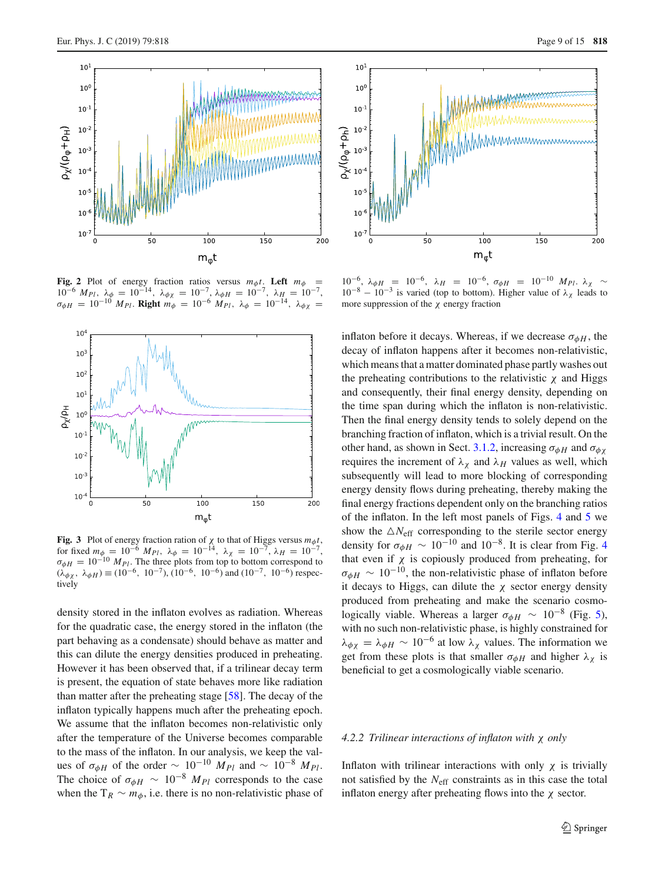**Fig. 2** Plot of energy fraction ratios versus $m_\phi t$. **Left** $m_\phi = 10^{-6}\ M_{Pl}$, $\lambda_\phi = 10^{-14}$, $\lambda_{\phi\chi} = 10^{-7}$, $\lambda_{\phi H} = 10^{-7}$, $\lambda_H = 10^{-7}$, $\sigma_{\phi H} = 10^{-10}\ M_{Pl}$. **Right** $m_\phi = 10^{-6}\ M_{Pl}$, $\lambda_\phi = 10^{-14}$, $\lambda_{\phi\chi} = 10^{-6}$, $\lambda_{\phi H} = 10^{-6}$, $\lambda_H = 10^{-6}$, $\sigma_{\phi H} = 10^{-10}\ M_{Pl}$. $\lambda_\chi \sim 10^{-8} - 10^{-3}$ is varied (top to bottom). Higher value of $\lambda_\chi$ leads to more suppression of the $\chi$ energy fraction

**Fig. 3** Plot of energy fraction ration of $\chi$ to that of Higgs versus $m_\phi t$, for fixed $m_\phi = 10^{-6}\ M_{Pl}$, $\lambda_\phi = 10^{-14}$, $\lambda_\chi = 10^{-7}$, $\lambda_H = 10^{-7}$, $\sigma_{\phi H} = 10^{-10}\ M_{Pl}$. The three plots from top to bottom correspond to $(\lambda_{\phi\chi},\ \lambda_{\phi H}) \equiv (10^{-6},\ 10^{-7})$, $(10^{-6},\ 10^{-6})$ and $(10^{-7},\ 10^{-6})$ respectively

density stored in the inflaton evolves as radiation. Whereas for the quadratic case, the energy stored in the inflaton (the part behaving as a condensate) should behave as matter and this can dilute the energy densities produced in preheating. However it has been observed that, if a trilinear decay term is present, the equation of state behaves more like radiation than matter after the preheating stage [58]. The decay of the inflaton typically happens much after the preheating epoch. We assume that the inflaton becomes non-relativistic only after the temperature of the Universe becomes comparable to the mass of the inflaton. In our analysis, we keep the values of $\sigma_{\phi H}$ of the order $\sim 10^{-10}\ M_{Pl}$ and $\sim 10^{-8}\ M_{Pl}$. The choice of $\sigma_{\phi H} \sim 10^{-8}\ M_{Pl}$ corresponds to the case when the $T_R \sim m_\phi$, i.e. there is no non-relativistic phase of inflaton before it decays. Whereas, if we decrease $\sigma_{\phi H}$, the decay of inflaton happens after it becomes non-relativistic, which means that a matter dominated phase partly washes out the preheating contributions to the relativistic $\chi$ and Higgs and consequently, their final energy density, depending on the time span during which the inflaton is non-relativistic. Then the final energy density tends to solely depend on the branching fraction of inflaton, which is a trivial result. On the other hand, as shown in Sect. 3.1.2, increasing $\sigma_{\phi H}$ and $\sigma_{\phi\chi}$ requires the increment of $\lambda_\chi$ and $\lambda_H$ values as well, which subsequently will lead to more blocking of corresponding energy density flows during preheating, thereby making the final energy fractions dependent only on the branching ratios of the inflaton. In the left most panels of Figs. 4 and 5 we show the $\triangle N_{\rm eff}$ corresponding to the sterile sector energy density for $\sigma_{\phi H} \sim 10^{-10}$ and $10^{-8}$. It is clear from Fig. 4 that even if $\chi$ is copiously produced from preheating, for $\sigma_{\phi H} \sim 10^{-10}$, the non-relativistic phase of inflaton before it decays to Higgs, can dilute the $\chi$ sector energy density produced from preheating and make the scenario cosmologically viable. Whereas a larger $\sigma_{\phi H} \sim 10^{-8}$ (Fig. 5), with no such non-relativistic phase, is highly constrained for $\lambda_{\phi\chi} = \lambda_{\phi H} \sim 10^{-6}$ at low $\lambda_\chi$ values. The information we get from these plots is that smaller $\sigma_{\phi H}$ and higher $\lambda_\chi$ is beneficial to get a cosmologically viable scenario.

#### 4.2.2 Trilinear interactions of inflaton with $\chi$ only

Inflaton with trilinear interactions with only $\chi$ is trivially not satisfied by the $N_{\rm eff}$ constraints as in this case the total inflaton energy after preheating flows into the $\chi$ sector.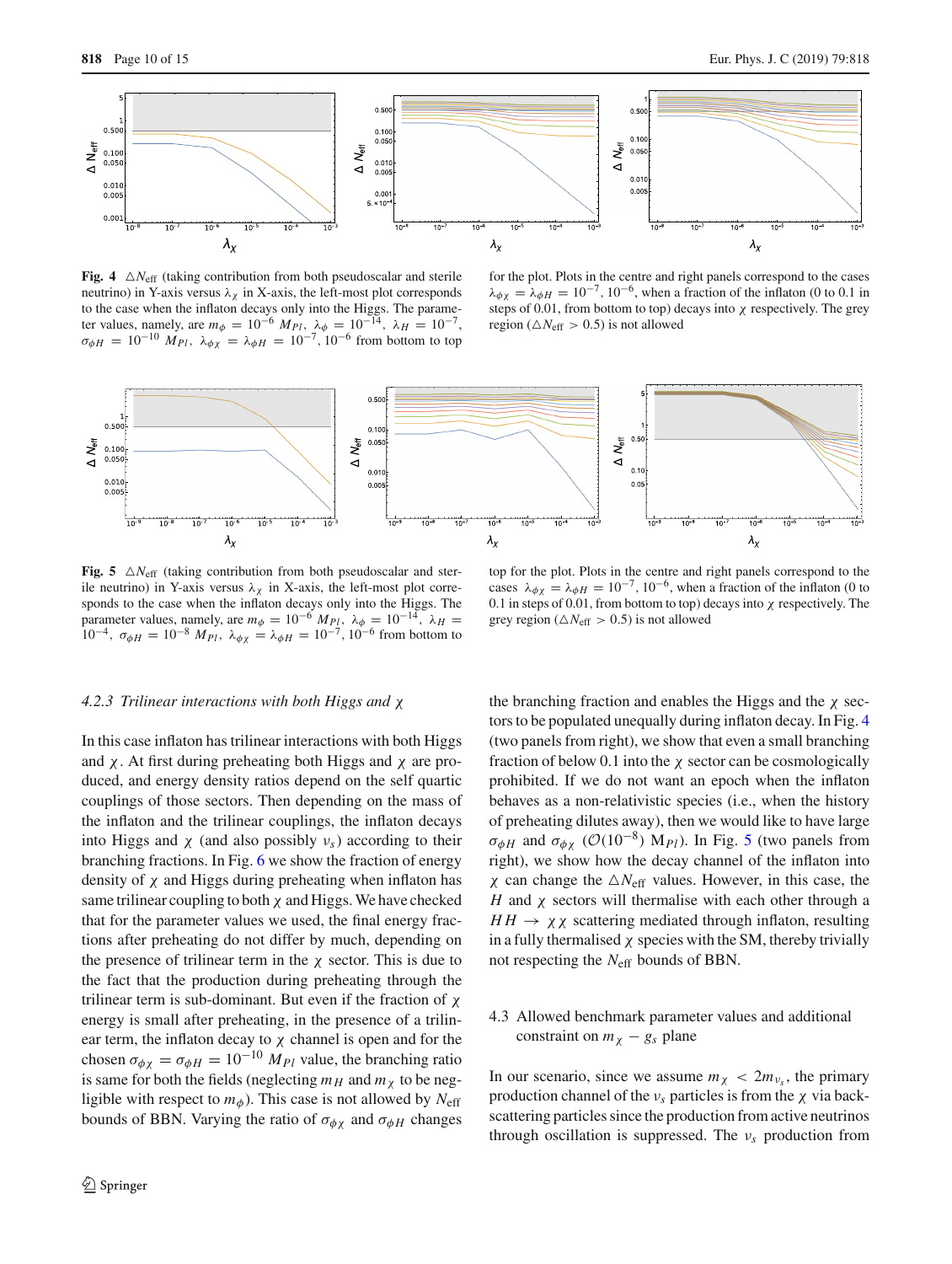**Fig. 4** $\triangle N_{\rm eff}$ (taking contribution from both pseudoscalar and sterile neutrino) in Y-axis versus $\lambda_\chi$ in X-axis, the left-most plot corresponds to the case when the inflaton decays only into the Higgs. The parameter values, namely, are $m_\phi = 10^{-6}\, M_{Pl}$, $\lambda_\phi = 10^{-14}$, $\lambda_H = 10^{-7}$, $\sigma_{\phi H} = 10^{-10}\, M_{Pl}$, $\lambda_{\phi\chi} = \lambda_{\phi H} = 10^{-7}, 10^{-6}$ from bottom to top for the plot. Plots in the centre and right panels correspond to the cases $\lambda_{\phi\chi} = \lambda_{\phi H} = 10^{-7}, 10^{-6}$, when a fraction of the inflaton (0 to 0.1 in steps of 0.01, from bottom to top) decays into $\chi$ respectively. The grey region ($\triangle N_{\rm eff} > 0.5$) is not allowed

**Fig. 5** $\triangle N_{\rm eff}$ (taking contribution from both pseudoscalar and sterile neutrino) in Y-axis versus $\lambda_\chi$ in X-axis, the left-most plot corresponds to the case when the inflaton decays only into the Higgs. The parameter values, namely, are $m_\phi = 10^{-6}\, M_{Pl}$, $\lambda_\phi = 10^{-14}$, $\lambda_H = 10^{-4}$, $\sigma_{\phi H} = 10^{-8}\, M_{Pl}$, $\lambda_{\phi\chi} = \lambda_{\phi H} = 10^{-7}, 10^{-6}$ from bottom to top for the plot. Plots in the centre and right panels correspond to the cases $\lambda_{\phi\chi} = \lambda_{\phi H} = 10^{-7}, 10^{-6}$, when a fraction of the inflaton (0 to 0.1 in steps of 0.01, from bottom to top) decays into $\chi$ respectively. The grey region ($\triangle N_{\rm eff} > 0.5$) is not allowed

#### *4.2.3 Trilinear interactions with both Higgs and $\chi$*

In this case inflaton has trilinear interactions with both Higgs and $\chi$. At first during preheating both Higgs and $\chi$ are produced, and energy density ratios depend on the self quartic couplings of those sectors. Then depending on the mass of the inflaton and the trilinear couplings, the inflaton decays into Higgs and $\chi$ (and also possibly $\nu_s$) according to their branching fractions. In Fig. 6 we show the fraction of energy density of $\chi$ and Higgs during preheating when inflaton has same trilinear coupling to both $\chi$ and Higgs. We have checked that for the parameter values we used, the final energy fractions after preheating do not differ by much, depending on the presence of trilinear term in the $\chi$ sector. This is due to the fact that the production during preheating through the trilinear term is sub-dominant. But even if the fraction of $\chi$ energy is small after preheating, in the presence of a trilinear term, the inflaton decay to $\chi$ channel is open and for the chosen $\sigma_{\phi\chi} = \sigma_{\phi H} = 10^{-10}\, M_{Pl}$ value, the branching ratio is same for both the fields (neglecting $m_H$ and $m_\chi$ to be negligible with respect to $m_\phi$). This case is not allowed by $N_{\rm eff}$ bounds of BBN. Varying the ratio of $\sigma_{\phi\chi}$ and $\sigma_{\phi H}$ changes the branching fraction and enables the Higgs and the $\chi$ sectors to be populated unequally during inflaton decay. In Fig. 4 (two panels from right), we show that even a small branching fraction of below 0.1 into the $\chi$ sector can be cosmologically prohibited. If we do not want an epoch when the inflaton behaves as a non-relativistic species (i.e., when the history of preheating dilutes away), then we would like to have large $\sigma_{\phi H}$ and $\sigma_{\phi\chi}$ ($\mathcal{O}(10^{-8})$ $\mathrm{M}_{Pl}$). In Fig. 5 (two panels from right), we show how the decay channel of the inflaton into $\chi$ can change the $\triangle N_{\rm eff}$ values. However, in this case, the $H$ and $\chi$ sectors will thermalise with each other through a $HH \to \chi\chi$ scattering mediated through inflaton, resulting in a fully thermalised $\chi$ species with the SM, thereby trivially not respecting the $N_{\rm eff}$ bounds of BBN.

### 4.3 Allowed benchmark parameter values and additional constraint on $m_\chi - g_s$ plane

In our scenario, since we assume $m_\chi < 2m_{\nu_s}$, the primary production channel of the $\nu_s$ particles is from the $\chi$ via back-scattering particles since the production from active neutrinos through oscillation is suppressed. The $\nu_s$ production from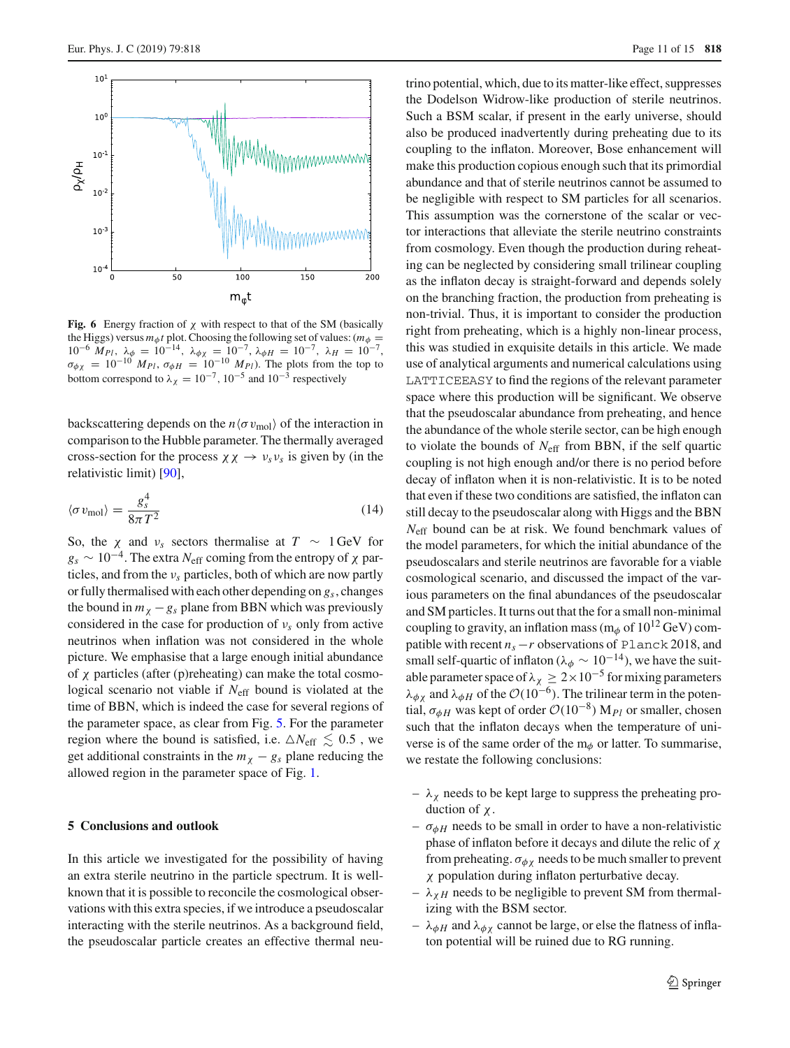**Fig. 6** Energy fraction of $\chi$ with respect to that of the SM (basically the Higgs) versus $m_\phi t$ plot. Choosing the following set of values: ($m_\phi = 10^{-6}\, M_{Pl}$, $\lambda_\phi = 10^{-14}$, $\lambda_{\phi\chi} = 10^{-7}$, $\lambda_{\phi H} = 10^{-7}$, $\lambda_H = 10^{-7}$, $\sigma_{\phi\chi} = 10^{-10}\, M_{Pl}$, $\sigma_{\phi H} = 10^{-10}\, M_{Pl}$). The plots from the top to bottom correspond to $\lambda_\chi = 10^{-7}$, $10^{-5}$ and $10^{-3}$ respectively

backscattering depends on the $n\langle\sigma v_{\rm mol}\rangle$ of the interaction in comparison to the Hubble parameter. The thermally averaged cross-section for the process $\chi\chi \to \nu_s\nu_s$ is given by (in the relativistic limit) [90],

$$\langle\sigma v_{\rm mol}\rangle = \frac{g_s^4}{8\pi T^2} \tag{14}$$

So, the $\chi$ and $\nu_s$ sectors thermalise at $T \sim 1\,\text{GeV}$ for $g_s \sim 10^{-4}$. The extra $N_{\rm eff}$ coming from the entropy of $\chi$ particles, and from the $\nu_s$ particles, both of which are now partly or fully thermalised with each other depending on $g_s$, changes the bound in $m_\chi - g_s$ plane from BBN which was previously considered in the case for production of $\nu_s$ only from active neutrinos when inflation was not considered in the whole picture. We emphasise that a large enough initial abundance of $\chi$ particles (after (p)reheating) can make the total cosmological scenario not viable if $N_{\rm eff}$ bound is violated at the time of BBN, which is indeed the case for several regions of the parameter space, as clear from Fig. 5. For the parameter region where the bound is satisfied, i.e. $\triangle N_{\rm eff} \lesssim 0.5$ , we get additional constraints in the $m_\chi - g_s$ plane reducing the allowed region in the parameter space of Fig. 1.

## 5 Conclusions and outlook

In this article we investigated for the possibility of having an extra sterile neutrino in the particle spectrum. It is well-known that it is possible to reconcile the cosmological observations with this extra species, if we introduce a pseudoscalar interacting with the sterile neutrinos. As a background field, the pseudoscalar particle creates an effective thermal neutrino potential, which, due to its matter-like effect, suppresses the Dodelson Widrow-like production of sterile neutrinos. Such a BSM scalar, if present in the early universe, should also be produced inadvertently during preheating due to its coupling to the inflaton. Moreover, Bose enhancement will make this production copious enough such that its primordial abundance and that of sterile neutrinos cannot be assumed to be negligible with respect to SM particles for all scenarios. This assumption was the cornerstone of the scalar or vector interactions that alleviate the sterile neutrino constraints from cosmology. Even though the production during reheating can be neglected by considering small trilinear coupling as the inflaton decay is straight-forward and depends solely on the branching fraction, the production from preheating is non-trivial. Thus, it is important to consider the production right from preheating, which is a highly non-linear process, this was studied in exquisite details in this article. We made use of analytical arguments and numerical calculations using LATTICEEASY to find the regions of the relevant parameter space where this production will be significant. We observe that the pseudoscalar abundance from preheating, and hence the abundance of the whole sterile sector, can be high enough to violate the bounds of $N_{\rm eff}$ from BBN, if the self quartic coupling is not high enough and/or there is no period before decay of inflaton when it is non-relativistic. It is to be noted that even if these two conditions are satisfied, the inflaton can still decay to the pseudoscalar along with Higgs and the BBN $N_{\rm eff}$ bound can be at risk. We found benchmark values of the model parameters, for which the initial abundance of the pseudoscalars and sterile neutrinos are favorable for a viable cosmological scenario, and discussed the impact of the various parameters on the final abundances of the pseudoscalar and SM particles. It turns out that for a small non-minimal coupling to gravity, an inflation mass ($m_\phi$ of $10^{12}$ GeV) compatible with recent $n_s - r$ observations of Planck 2018, and small self-quartic of inflaton ($\lambda_\phi \sim 10^{-14}$), we have the suitable parameter space of $\lambda_\chi \geq 2\times10^{-5}$ for mixing parameters $\lambda_{\phi\chi}$ and $\lambda_{\phi H}$ of the $\mathcal{O}(10^{-6})$. The trilinear term in the potential, $\sigma_{\phi H}$ was kept of order $\mathcal{O}(10^{-8})\, M_{Pl}$ or smaller, chosen such that the inflaton decays when the temperature of universe is of the same order of the $m_\phi$ or latter. To summarise, we restate the following conclusions:

- $\lambda_\chi$ needs to be kept large to suppress the preheating production of $\chi$.
- $\sigma_{\phi H}$ needs to be small in order to have a non-relativistic phase of inflaton before it decays and dilute the relic of $\chi$ from preheating. $\sigma_{\phi\chi}$ needs to be much smaller to prevent $\chi$ population during inflaton perturbative decay.
- $\lambda_{\chi H}$ needs to be negligible to prevent SM from thermalizing with the BSM sector.
- $\lambda_{\phi H}$ and $\lambda_{\phi\chi}$ cannot be large, or else the flatness of inflaton potential will be ruined due to RG running.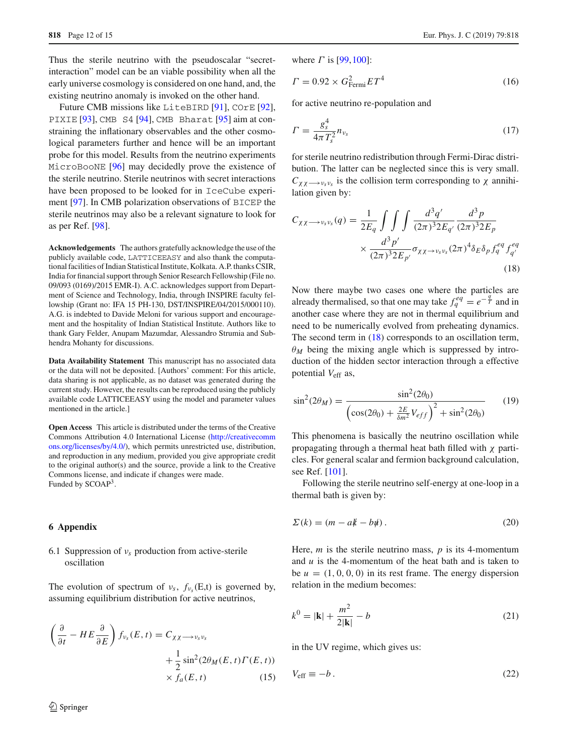Thus the sterile neutrino with the pseudoscalar "secret-interaction" model can be an viable possibility when all the early universe cosmology is considered on one hand, and, the existing neutrino anomaly is invoked on the other hand.

Future CMB missions like LiteBIRD [91], COrE [92], PIXIE [93], CMB S4 [94], CMB Bharat [95] aim at constraining the inflationary observables and the other cosmological parameters further and hence will be an important probe for this model. Results from the neutrino experiments MicroBooNE [96] may decidedly prove the existence of the sterile neutrino. Sterile neutrinos with secret interactions have been proposed to be looked for in IceCube experiment [97]. In CMB polarization observations of BICEP the sterile neutrinos may also be a relevant signature to look for as per Ref. [98].

**Acknowledgements** The authors gratefully acknowledge the use of the publicly available code, LATTICEEASY and also thank the computational facilities of Indian Statistical Institute, Kolkata. A.P. thanks CSIR, India for financial support through Senior Research Fellowship (File no. 09/093 (0169)/2015 EMR-I). A.C. acknowledges support from Department of Science and Technology, India, through INSPIRE faculty fellowship (Grant no: IFA 15 PH-130, DST/INSPIRE/04/2015/000110). A.G. is indebted to Davide Meloni for various support and encouragement and the hospitality of Indian Statistical Institute. Authors like to thank Gary Felder, Anupam Mazumdar, Alessandro Strumia and Subhendra Mohanty for discussions.

**Data Availability Statement** This manuscript has no associated data or the data will not be deposited. [Authors' comment: For this article, data sharing is not applicable, as no dataset was generated during the current study. However, the results can be reproduced using the publicly available code LATTICEEASY using the model and parameter values mentioned in the article.]

**Open Access** This article is distributed under the terms of the Creative Commons Attribution 4.0 International License (http://creativecommons.org/licenses/by/4.0/), which permits unrestricted use, distribution, and reproduction in any medium, provided you give appropriate credit to the original author(s) and the source, provide a link to the Creative Commons license, and indicate if changes were made.
Funded by SCOAP[3].

## 6 Appendix

### 6.1 Suppression of $\nu_s$ production from active-sterile oscillation

The evolution of spectrum of $\nu_s$, $f_{\nu_s}$(E,t) is governed by, assuming equilibrium distribution for active neutrinos,

$$\left(\frac{\partial}{\partial t} - HE\frac{\partial}{\partial E}\right) f_{\nu_s}(E,t) = C_{\chi\chi\longrightarrow\nu_s\nu_s} + \frac{1}{2}\sin^2(2\theta_M(E,t)\Gamma(E,t)) \times f_a(E,t) \qquad (15)$$

where $\Gamma$ is [99,100]:

$$\Gamma = 0.92 \times G^2_{\text{Fermi}} E T^4 \qquad (16)$$

for active neutrino re-population and

$$\Gamma = \frac{g_s^4}{4\pi T_s^2} n_{\nu_s} \qquad (17)$$

for sterile neutrino redistribution through Fermi-Dirac distribution. The latter can be neglected since this is very small. $C_{\chi\chi\longrightarrow\nu_s\nu_s}$ is the collision term corresponding to $\chi$ annihilation given by:

$$C_{\chi\chi\longrightarrow\nu_s\nu_s}(q) = \frac{1}{2E_q}\int\int\int \frac{d^3q'}{(2\pi)^3 2E_{q'}}\frac{d^3p}{(2\pi)^3 2E_p} \times \frac{d^3p'}{(2\pi)^3 2E_{p'}}\sigma_{\chi\chi\to\nu_s\nu_s}(2\pi)^4\delta_E\delta_p f_q^{eq} f_{q'}^{eq} \qquad (18)$$

Now there maybe two cases one where the particles are already thermalised, so that one may take $f_q^{eq} = e^{-\frac{q}{T}}$ and in another case where they are not in thermal equilibrium and need to be numerically evolved from preheating dynamics. The second term in (18) corresponds to an oscillation term, $\theta_M$ being the mixing angle which is suppressed by introduction of the hidden sector interaction through a effective potential $V_{\text{eff}}$ as,

$$\sin^2(2\theta_M) = \frac{\sin^2(2\theta_0)}{\left(\cos(2\theta_0) + \frac{2E}{\delta m^2}V_{eff}\right)^2 + \sin^2(2\theta_0)} \qquad (19)$$

This phenomena is basically the neutrino oscillation while propagating through a thermal heat bath filled with $\chi$ particles. For general scalar and fermion background calculation, see Ref. [101].

Following the sterile neutrino self-energy at one-loop in a thermal bath is given by:

$$\Sigma(k) = (m - a\not{k} - b\not{u}). \qquad (20)$$

Here, $m$ is the sterile neutrino mass, $p$ is its 4-momentum and $u$ is the 4-momentum of the heat bath and is taken to be $u = (1, 0, 0, 0)$ in its rest frame. The energy dispersion relation in the medium becomes:

$$k^0 = |\mathbf{k}| + \frac{m^2}{2|\mathbf{k}|} - b \qquad (21)$$

in the UV regime, which gives us:

$$V_{\text{eff}} \equiv -b. \qquad (22)$$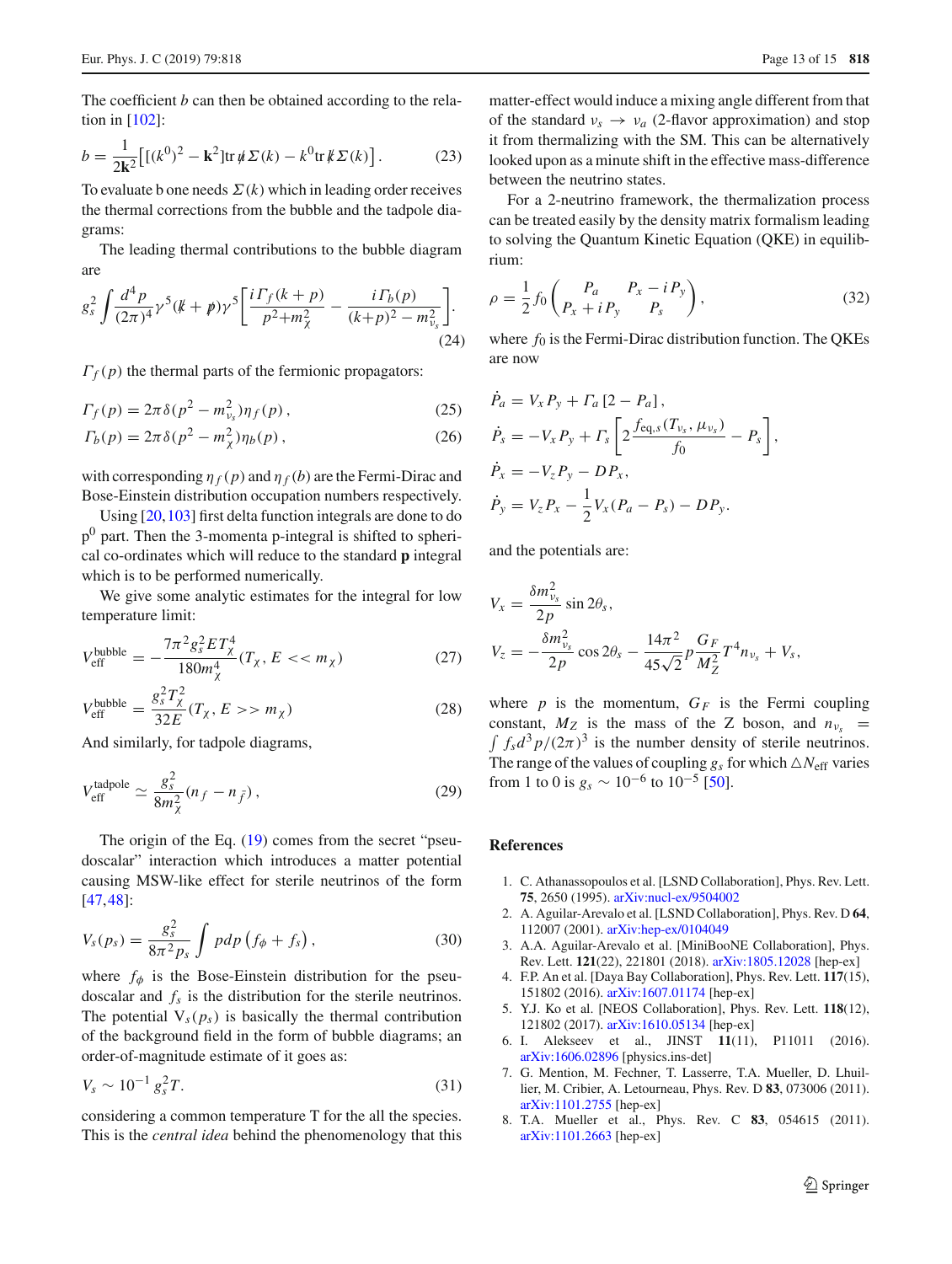The coefficient $b$ can then be obtained according to the relation in [102]:

$$b = \frac{1}{2\mathbf{k}^2}\left[\left[(k^0)^2 - \mathbf{k}^2\right]\mathrm{tr}\, \not{u}\, \Sigma(k) - k^0 \mathrm{tr}\, \not{k}\, \Sigma(k)\right]. \tag{23}$$

To evaluate b one needs $\Sigma(k)$ which in leading order receives the thermal corrections from the bubble and the tadpole diagrams:

The leading thermal contributions to the bubble diagram are

$$g_s^2 \int \frac{d^4 p}{(2\pi)^4} \gamma^5 (\not{k} + \not{p}) \gamma^5 \left[\frac{i\Gamma_f(k+p)}{p^2 + m_\chi^2} - \frac{i\Gamma_b(p)}{(k+p)^2 - m_{\nu_s}^2}\right]. \tag{24}$$

$\Gamma_f(p)$ the thermal parts of the fermionic propagators:

$$\Gamma_f(p) = 2\pi\delta(p^2 - m_{\nu_s}^2)\eta_f(p), \tag{25}$$

$$\Gamma_b(p) = 2\pi\delta(p^2 - m_\chi^2)\eta_b(p), \tag{26}$$

with corresponding $\eta_f(p)$ and $\eta_f(b)$ are the Fermi-Dirac and Bose-Einstein distribution occupation numbers respectively.

Using [20,103] first delta function integrals are done to do $p^0$ part. Then the 3-momenta p-integral is shifted to spherical co-ordinates which will reduce to the standard $\mathbf{p}$ integral which is to be performed numerically.

We give some analytic estimates for the integral for low temperature limit:

$$V_{\mathrm{eff}}^{\mathrm{bubble}} = -\frac{7\pi^2 g_s^2 E T_\chi^4}{180 m_\chi^4}(T_\chi, E << m_\chi) \tag{27}$$

$$V_{\mathrm{eff}}^{\mathrm{bubble}} = \frac{g_s^2 T_\chi^2}{32E}(T_\chi, E >> m_\chi) \tag{28}$$

And similarly, for tadpole diagrams,

$$V_{\mathrm{eff}}^{\mathrm{tadpole}} \simeq \frac{g_s^2}{8m_\chi^2}(n_f - n_{\bar{f}}), \tag{29}$$

The origin of the Eq. (19) comes from the secret "pseudoscalar" interaction which introduces a matter potential causing MSW-like effect for sterile neutrinos of the form [47,48]:

$$V_s(p_s) = \frac{g_s^2}{8\pi^2 p_s} \int p dp \left(f_\phi + f_s\right), \tag{30}$$

where $f_\phi$ is the Bose-Einstein distribution for the pseudoscalar and $f_s$ is the distribution for the sterile neutrinos. The potential $V_s(p_s)$ is basically the thermal contribution of the background field in the form of bubble diagrams; an order-of-magnitude estimate of it goes as:

$$V_s \sim 10^{-1} g_s^2 T. \tag{31}$$

considering a common temperature T for the all the species. This is the *central idea* behind the phenomenology that this matter-effect would induce a mixing angle different from that of the standard $\nu_s \to \nu_a$ (2-flavor approximation) and stop it from thermalizing with the SM. This can be alternatively looked upon as a minute shift in the effective mass-difference between the neutrino states.

For a 2-neutrino framework, the thermalization process can be treated easily by the density matrix formalism leading to solving the Quantum Kinetic Equation (QKE) in equilibrium:

$$\rho = \frac{1}{2} f_0 \begin{pmatrix} P_a & P_x - iP_y \\ P_x + iP_y & P_s \end{pmatrix}, \tag{32}$$

where $f_0$ is the Fermi-Dirac distribution function. The QKEs are now

$$\dot{P}_a = V_x P_y + \Gamma_a [2 - P_a],$$

$$\dot{P}_s = -V_x P_y + \Gamma_s \left[2\frac{f_{\mathrm{eq},s}(T_{\nu_s}, \mu_{\nu_s})}{f_0} - P_s\right],$$

$$\dot{P}_x = -V_z P_y - D P_x,$$

$$\dot{P}_y = V_z P_x - \frac{1}{2} V_x (P_a - P_s) - D P_y.$$

and the potentials are:

$$V_x = \frac{\delta m_{\nu_s}^2}{2p} \sin 2\theta_s,$$

$$V_z = -\frac{\delta m_{\nu_s}^2}{2p} \cos 2\theta_s - \frac{14\pi^2}{45\sqrt{2}} p \frac{G_F}{M_Z^2} T^4 n_{\nu_s} + V_s,$$

where $p$ is the momentum, $G_F$ is the Fermi coupling constant, $M_Z$ is the mass of the Z boson, and $n_{\nu_s} = \int f_s d^3 p/(2\pi)^3$ is the number density of sterile neutrinos. The range of the values of coupling $g_s$ for which $\triangle N_{\mathrm{eff}}$ varies from 1 to 0 is $g_s \sim 10^{-6}$ to $10^{-5}$ [50].

## References

1. C. Athanassopoulos et al. [LSND Collaboration], Phys. Rev. Lett. **75**, 2650 (1995). arXiv:nucl-ex/9504002
2. A. Aguilar-Arevalo et al. [LSND Collaboration], Phys. Rev. D **64**, 112007 (2001). arXiv:hep-ex/0104049
3. A.A. Aguilar-Arevalo et al. [MiniBooNE Collaboration], Phys. Rev. Lett. **121**(22), 221801 (2018). arXiv:1805.12028 [hep-ex]
4. F.P. An et al. [Daya Bay Collaboration], Phys. Rev. Lett. **117**(15), 151802 (2016). arXiv:1607.01174 [hep-ex]
5. Y.J. Ko et al. [NEOS Collaboration], Phys. Rev. Lett. **118**(12), 121802 (2017). arXiv:1610.05134 [hep-ex]
6. I. Alekseev et al., JINST **11**(11), P11011 (2016). arXiv:1606.02896 [physics.ins-det]
7. G. Mention, M. Fechner, T. Lasserre, T.A. Mueller, D. Lhuillier, M. Cribier, A. Letourneau, Phys. Rev. D **83**, 073006 (2011). arXiv:1101.2755 [hep-ex]
8. T.A. Mueller et al., Phys. Rev. C **83**, 054615 (2011). arXiv:1101.2663 [hep-ex]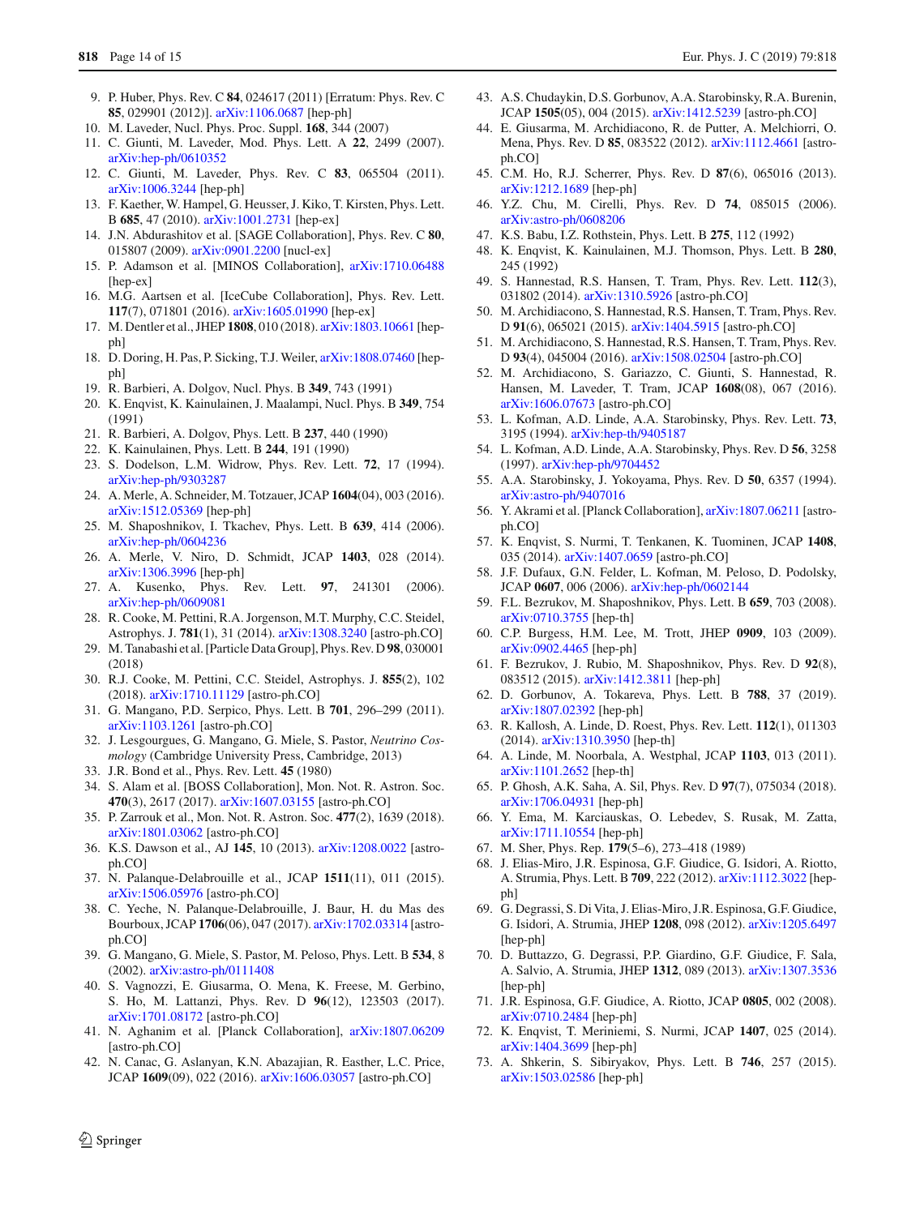9. P. Huber, Phys. Rev. C **84**, 024617 (2011) [Erratum: Phys. Rev. C **85**, 029901 (2012)]. arXiv:1106.0687 [hep-ph]
10. M. Laveder, Nucl. Phys. Proc. Suppl. **168**, 344 (2007)
11. C. Giunti, M. Laveder, Mod. Phys. Lett. A **22**, 2499 (2007). arXiv:hep-ph/0610352
12. C. Giunti, M. Laveder, Phys. Rev. C **83**, 065504 (2011). arXiv:1006.3244 [hep-ph]
13. F. Kaether, W. Hampel, G. Heusser, J. Kiko, T. Kirsten, Phys. Lett. B **685**, 47 (2010). arXiv:1001.2731 [hep-ex]
14. J.N. Abdurashitov et al. [SAGE Collaboration], Phys. Rev. C **80**, 015807 (2009). arXiv:0901.2200 [nucl-ex]
15. P. Adamson et al. [MINOS Collaboration], arXiv:1710.06488 [hep-ex]
16. M.G. Aartsen et al. [IceCube Collaboration], Phys. Rev. Lett. **117**(7), 071801 (2016). arXiv:1605.01990 [hep-ex]
17. M. Dentler et al., JHEP **1808**, 010 (2018). arXiv:1803.10661 [hep-ph]
18. D. Doring, H. Pas, P. Sicking, T.J. Weiler, arXiv:1808.07460 [hep-ph]
19. R. Barbieri, A. Dolgov, Nucl. Phys. B **349**, 743 (1991)
20. K. Enqvist, K. Kainulainen, J. Maalampi, Nucl. Phys. B **349**, 754 (1991)
21. R. Barbieri, A. Dolgov, Phys. Lett. B **237**, 440 (1990)
22. K. Kainulainen, Phys. Lett. B **244**, 191 (1990)
23. S. Dodelson, L.M. Widrow, Phys. Rev. Lett. **72**, 17 (1994). arXiv:hep-ph/9303287
24. A. Merle, A. Schneider, M. Totzauer, JCAP **1604**(04), 003 (2016). arXiv:1512.05369 [hep-ph]
25. M. Shaposhnikov, I. Tkachev, Phys. Lett. B **639**, 414 (2006). arXiv:hep-ph/0604236
26. A. Merle, V. Niro, D. Schmidt, JCAP **1403**, 028 (2014). arXiv:1306.3996 [hep-ph]
27. A. Kusenko, Phys. Rev. Lett. **97**, 241301 (2006). arXiv:hep-ph/0609081
28. R. Cooke, M. Pettini, R.A. Jorgenson, M.T. Murphy, C.C. Steidel, Astrophys. J. **781**(1), 31 (2014). arXiv:1308.3240 [astro-ph.CO]
29. M. Tanabashi et al. [Particle Data Group], Phys. Rev. D **98**, 030001 (2018)
30. R.J. Cooke, M. Pettini, C.C. Steidel, Astrophys. J. **855**(2), 102 (2018). arXiv:1710.11129 [astro-ph.CO]
31. G. Mangano, P.D. Serpico, Phys. Lett. B **701**, 296–299 (2011). arXiv:1103.1261 [astro-ph.CO]
32. J. Lesgourgues, G. Mangano, G. Miele, S. Pastor, *Neutrino Cosmology* (Cambridge University Press, Cambridge, 2013)
33. J.R. Bond et al., Phys. Rev. Lett. **45** (1980)
34. S. Alam et al. [BOSS Collaboration], Mon. Not. R. Astron. Soc. **470**(3), 2617 (2017). arXiv:1607.03155 [astro-ph.CO]
35. P. Zarrouk et al., Mon. Not. R. Astron. Soc. **477**(2), 1639 (2018). arXiv:1801.03062 [astro-ph.CO]
36. K.S. Dawson et al., AJ **145**, 10 (2013). arXiv:1208.0022 [astro-ph.CO]
37. N. Palanque-Delabrouille et al., JCAP **1511**(11), 011 (2015). arXiv:1506.05976 [astro-ph.CO]
38. C. Yeche, N. Palanque-Delabrouille, J. Baur, H. du Mas des Bourboux, JCAP **1706**(06), 047 (2017). arXiv:1702.03314 [astro-ph.CO]
39. G. Mangano, G. Miele, S. Pastor, M. Peloso, Phys. Lett. B **534**, 8 (2002). arXiv:astro-ph/0111408
40. S. Vagnozzi, E. Giusarma, O. Mena, K. Freese, M. Gerbino, S. Ho, M. Lattanzi, Phys. Rev. D **96**(12), 123503 (2017). arXiv:1701.08172 [astro-ph.CO]
41. N. Aghanim et al. [Planck Collaboration], arXiv:1807.06209 [astro-ph.CO]
42. N. Canac, G. Aslanyan, K.N. Abazajian, R. Easther, L.C. Price, JCAP **1609**(09), 022 (2016). arXiv:1606.03057 [astro-ph.CO]
43. A.S. Chudaykin, D.S. Gorbunov, A.A. Starobinsky, R.A. Burenin, JCAP **1505**(05), 004 (2015). arXiv:1412.5239 [astro-ph.CO]
44. E. Giusarma, M. Archidiacono, R. de Putter, A. Melchiorri, O. Mena, Phys. Rev. D **85**, 083522 (2012). arXiv:1112.4661 [astro-ph.CO]
45. C.M. Ho, R.J. Scherrer, Phys. Rev. D **87**(6), 065016 (2013). arXiv:1212.1689 [hep-ph]
46. Y.Z. Chu, M. Cirelli, Phys. Rev. D **74**, 085015 (2006). arXiv:astro-ph/0608206
47. K.S. Babu, I.Z. Rothstein, Phys. Lett. B **275**, 112 (1992)
48. K. Enqvist, K. Kainulainen, M.J. Thomson, Phys. Lett. B **280**, 245 (1992)
49. S. Hannestad, R.S. Hansen, T. Tram, Phys. Rev. Lett. **112**(3), 031802 (2014). arXiv:1310.5926 [astro-ph.CO]
50. M. Archidiacono, S. Hannestad, R.S. Hansen, T. Tram, Phys. Rev. D **91**(6), 065021 (2015). arXiv:1404.5915 [astro-ph.CO]
51. M. Archidiacono, S. Hannestad, R.S. Hansen, T. Tram, Phys. Rev. D **93**(4), 045004 (2016). arXiv:1508.02504 [astro-ph.CO]
52. M. Archidiacono, S. Gariazzo, C. Giunti, S. Hannestad, R. Hansen, M. Laveder, T. Tram, JCAP **1608**(08), 067 (2016). arXiv:1606.07673 [astro-ph.CO]
53. L. Kofman, A.D. Linde, A.A. Starobinsky, Phys. Rev. Lett. **73**, 3195 (1994). arXiv:hep-th/9405187
54. L. Kofman, A.D. Linde, A.A. Starobinsky, Phys. Rev. D **56**, 3258 (1997). arXiv:hep-ph/9704452
55. A.A. Starobinsky, J. Yokoyama, Phys. Rev. D **50**, 6357 (1994). arXiv:astro-ph/9407016
56. Y. Akrami et al. [Planck Collaboration], arXiv:1807.06211 [astro-ph.CO]
57. K. Enqvist, S. Nurmi, T. Tenkanen, K. Tuominen, JCAP **1408**, 035 (2014). arXiv:1407.0659 [astro-ph.CO]
58. J.F. Dufaux, G.N. Felder, L. Kofman, M. Peloso, D. Podolsky, JCAP **0607**, 006 (2006). arXiv:hep-ph/0602144
59. F.L. Bezrukov, M. Shaposhnikov, Phys. Lett. B **659**, 703 (2008). arXiv:0710.3755 [hep-th]
60. C.P. Burgess, H.M. Lee, M. Trott, JHEP **0909**, 103 (2009). arXiv:0902.4465 [hep-ph]
61. F. Bezrukov, J. Rubio, M. Shaposhnikov, Phys. Rev. D **92**(8), 083512 (2015). arXiv:1412.3811 [hep-ph]
62. D. Gorbunov, A. Tokareva, Phys. Lett. B **788**, 37 (2019). arXiv:1807.02392 [hep-ph]
63. R. Kallosh, A. Linde, D. Roest, Phys. Rev. Lett. **112**(1), 011303 (2014). arXiv:1310.3950 [hep-th]
64. A. Linde, M. Noorbala, A. Westphal, JCAP **1103**, 013 (2011). arXiv:1101.2652 [hep-th]
65. P. Ghosh, A.K. Saha, A. Sil, Phys. Rev. D **97**(7), 075034 (2018). arXiv:1706.04931 [hep-ph]
66. Y. Ema, M. Karciauskas, O. Lebedev, S. Rusak, M. Zatta, arXiv:1711.10554 [hep-ph]
67. M. Sher, Phys. Rep. **179**(5–6), 273–418 (1989)
68. J. Elias-Miro, J.R. Espinosa, G.F. Giudice, G. Isidori, A. Riotto, A. Strumia, Phys. Lett. B **709**, 222 (2012). arXiv:1112.3022 [hep-ph]
69. G. Degrassi, S. Di Vita, J. Elias-Miro, J.R. Espinosa, G.F. Giudice, G. Isidori, A. Strumia, JHEP **1208**, 098 (2012). arXiv:1205.6497 [hep-ph]
70. D. Buttazzo, G. Degrassi, P.P. Giardino, G.F. Giudice, F. Sala, A. Salvio, A. Strumia, JHEP **1312**, 089 (2013). arXiv:1307.3536 [hep-ph]
71. J.R. Espinosa, G.F. Giudice, A. Riotto, JCAP **0805**, 002 (2008). arXiv:0710.2484 [hep-ph]
72. K. Enqvist, T. Meriniemi, S. Nurmi, JCAP **1407**, 025 (2014). arXiv:1404.3699 [hep-ph]
73. A. Shkerin, S. Sibiryakov, Phys. Lett. B **746**, 257 (2015). arXiv:1503.02586 [hep-ph]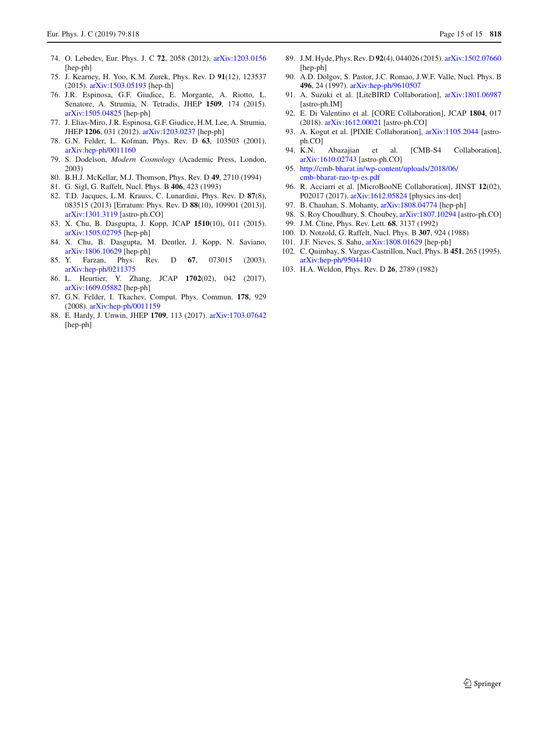74. O. Lebedev, Eur. Phys. J. C **72**, 2058 (2012). arXiv:1203.0156 [hep-ph]
75. J. Kearney, H. Yoo, K.M. Zurek, Phys. Rev. D **91**(12), 123537 (2015). arXiv:1503.05193 [hep-th]
76. J.R. Espinosa, G.F. Giudice, E. Morgante, A. Riotto, L. Senatore, A. Strumia, N. Tetradis, JHEP **1509**, 174 (2015). arXiv:1505.04825 [hep-ph]
77. J. Elias-Miro, J.R. Espinosa, G.F. Giudice, H.M. Lee, A. Strumia, JHEP **1206**, 031 (2012). arXiv:1203.0237 [hep-ph]
78. G.N. Felder, L. Kofman, Phys. Rev. D **63**, 103503 (2001). arXiv:hep-ph/0011160
79. S. Dodelson, *Modern Cosmology* (Academic Press, London, 2003)
80. B.H.J. McKellar, M.J. Thomson, Phys. Rev. D **49**, 2710 (1994)
81. G. Sigl, G. Raffelt, Nucl. Phys. B **406**, 423 (1993)
82. T.D. Jacques, L.M. Krauss, C. Lunardini, Phys. Rev. D **87**(8), 083515 (2013) [Erratum: Phys. Rev. D **88**(10), 109901 (2013)]. arXiv:1301.3119 [astro-ph.CO]
83. X. Chu, B. Dasgupta, J. Kopp, JCAP **1510**(10), 011 (2015). arXiv:1505.02795 [hep-ph]
84. X. Chu, B. Dasgupta, M. Dentler, J. Kopp, N. Saviano, arXiv:1806.10629 [hep-ph]
85. Y. Farzan, Phys. Rev. D **67**, 073015 (2003). arXiv:hep-ph/0211375
86. L. Heurtier, Y. Zhang, JCAP **1702**(02), 042 (2017). arXiv:1609.05882 [hep-ph]
87. G.N. Felder, I. Tkachev, Comput. Phys. Commun. **178**, 929 (2008). arXiv:hep-ph/0011159
88. E. Hardy, J. Unwin, JHEP **1709**, 113 (2017). arXiv:1703.07642 [hep-ph]
89. J.M. Hyde, Phys. Rev. D **92**(4), 044026 (2015). arXiv:1502.07660 [hep-ph]
90. A.D. Dolgov, S. Pastor, J.C. Romao, J.W.F. Valle, Nucl. Phys. B **496**, 24 (1997). arXiv:hep-ph/9610507
91. A. Suzuki et al. [LiteBIRD Collaboration], arXiv:1801.06987 [astro-ph.IM]
92. E. Di Valentino et al. [CORE Collaboration], JCAP **1804**, 017 (2018). arXiv:1612.00021 [astro-ph.CO]
93. A. Kogut et al. [PIXIE Collaboration], arXiv:1105.2044 [astro-ph.CO]
94. K.N. Abazajian et al. [CMB-S4 Collaboration], arXiv:1610.02743 [astro-ph.CO]
95. http://cmb-bharat.in/wp-content/uploads/2018/06/cmb-bharat-rao-tp-es.pdf
96. R. Acciarri et al. [MicroBooNE Collaboration], JINST **12**(02), P02017 (2017). arXiv:1612.05824 [physics.ins-det]
97. B. Chauhan, S. Mohanty, arXiv:1808.04774 [hep-ph]
98. S. Roy Choudhury, S. Choubey, arXiv:1807.10294 [astro-ph.CO]
99. J.M. Cline, Phys. Rev. Lett. **68**, 3137 (1992)
100. D. Notzold, G. Raffelt, Nucl. Phys. B **307**, 924 (1988)
101. J.F. Nieves, S. Sahu, arXiv:1808.01629 [hep-ph]
102. C. Quimbay, S. Vargas-Castrillon, Nucl. Phys. B **451**, 265 (1995). arXiv:hep-ph/9504410
103. H.A. Weldon, Phys. Rev. D **26**, 2789 (1982)